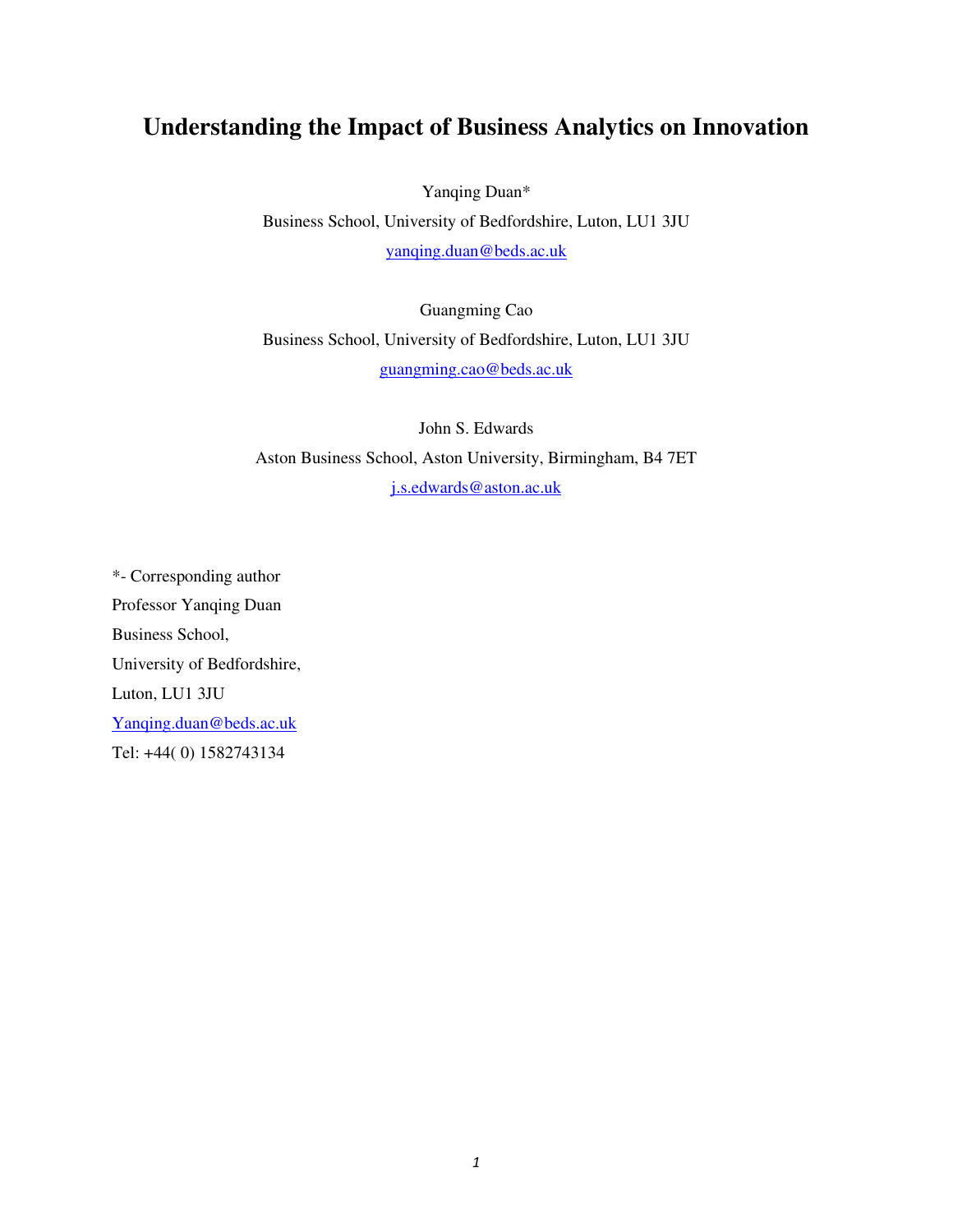# Understanding the Impact of Business Analytics on Innovation

Yanqing Duan*

Business School, University of Bedfordshire, Luton, LU1 3JU

yanqing.duan@beds.ac.uk

Guangming Cao

Business School, University of Bedfordshire, Luton, LU1 3JU

guangming.cao@beds.ac.uk

John S. Edwards

Aston Business School, Aston University, Birmingham, B4 7ET

j.s.edwards@aston.ac.uk

*- Corresponding author

Professor Yanqing Duan

Business School,

University of Bedfordshire,

Luton, LU1 3JU

Yanqing.duan@beds.ac.uk

Tel: +44( 0) 1582743134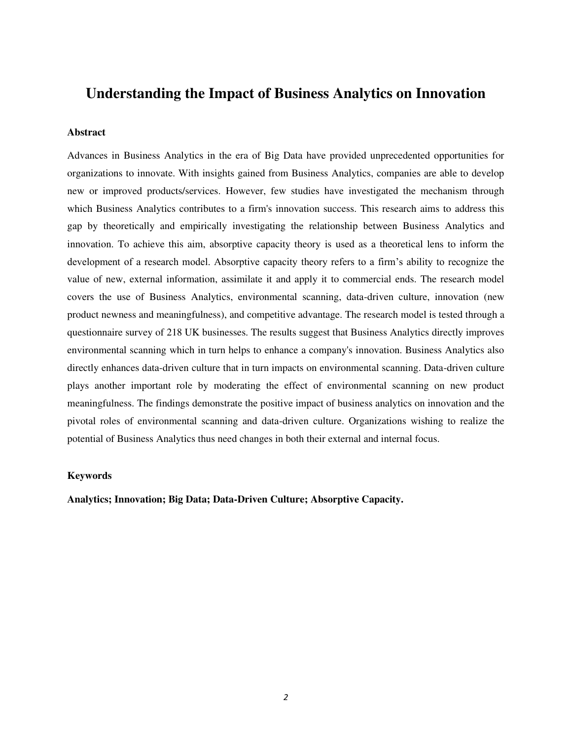# Understanding the Impact of Business Analytics on Innovation

### Abstract

Advances in Business Analytics in the era of Big Data have provided unprecedented opportunities for organizations to innovate. With insights gained from Business Analytics, companies are able to develop new or improved products/services. However, few studies have investigated the mechanism through which Business Analytics contributes to a firm's innovation success. This research aims to address this gap by theoretically and empirically investigating the relationship between Business Analytics and innovation. To achieve this aim, absorptive capacity theory is used as a theoretical lens to inform the development of a research model. Absorptive capacity theory refers to a firm's ability to recognize the value of new, external information, assimilate it and apply it to commercial ends. The research model covers the use of Business Analytics, environmental scanning, data-driven culture, innovation (new product newness and meaningfulness), and competitive advantage. The research model is tested through a questionnaire survey of 218 UK businesses. The results suggest that Business Analytics directly improves environmental scanning which in turn helps to enhance a company's innovation. Business Analytics also directly enhances data-driven culture that in turn impacts on environmental scanning. Data-driven culture plays another important role by moderating the effect of environmental scanning on new product meaningfulness. The findings demonstrate the positive impact of business analytics on innovation and the pivotal roles of environmental scanning and data-driven culture. Organizations wishing to realize the potential of Business Analytics thus need changes in both their external and internal focus.

### Keywords

**Analytics; Innovation; Big Data; Data-Driven Culture; Absorptive Capacity.**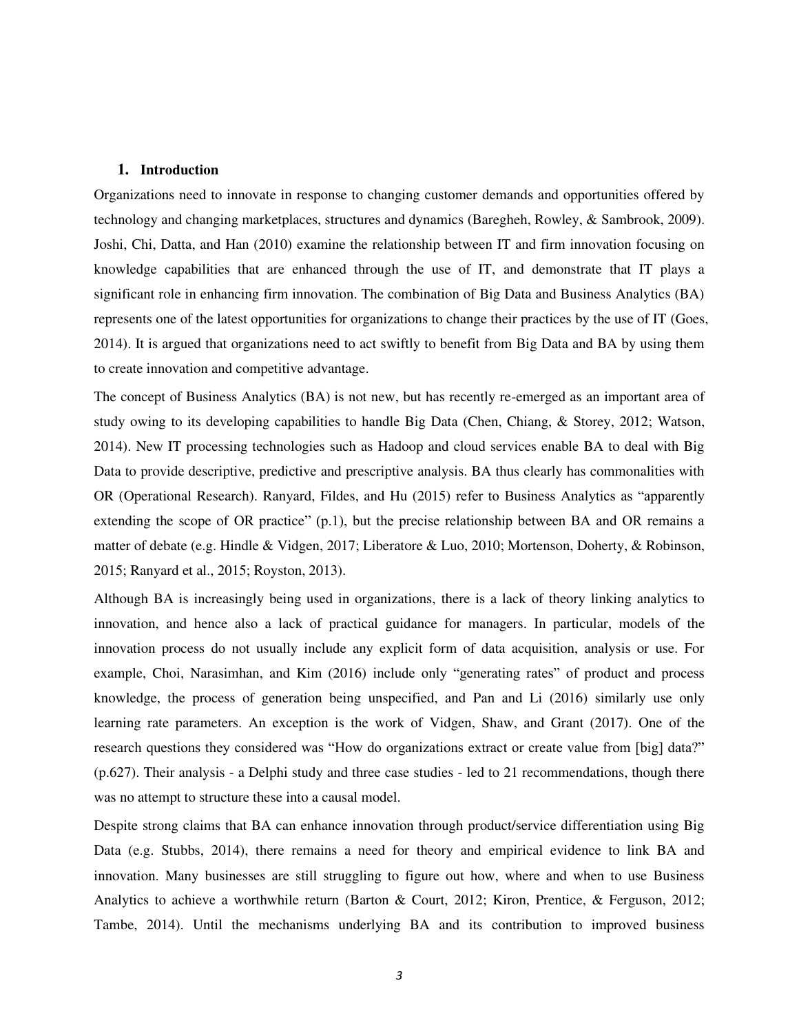## 1. Introduction

Organizations need to innovate in response to changing customer demands and opportunities offered by technology and changing marketplaces, structures and dynamics (Baregheh, Rowley, & Sambrook, 2009). Joshi, Chi, Datta, and Han (2010) examine the relationship between IT and firm innovation focusing on knowledge capabilities that are enhanced through the use of IT, and demonstrate that IT plays a significant role in enhancing firm innovation. The combination of Big Data and Business Analytics (BA) represents one of the latest opportunities for organizations to change their practices by the use of IT (Goes, 2014). It is argued that organizations need to act swiftly to benefit from Big Data and BA by using them to create innovation and competitive advantage.

The concept of Business Analytics (BA) is not new, but has recently re-emerged as an important area of study owing to its developing capabilities to handle Big Data (Chen, Chiang, & Storey, 2012; Watson, 2014). New IT processing technologies such as Hadoop and cloud services enable BA to deal with Big Data to provide descriptive, predictive and prescriptive analysis. BA thus clearly has commonalities with OR (Operational Research). Ranyard, Fildes, and Hu (2015) refer to Business Analytics as "apparently extending the scope of OR practice" (p.1), but the precise relationship between BA and OR remains a matter of debate (e.g. Hindle & Vidgen, 2017; Liberatore & Luo, 2010; Mortenson, Doherty, & Robinson, 2015; Ranyard et al., 2015; Royston, 2013).

Although BA is increasingly being used in organizations, there is a lack of theory linking analytics to innovation, and hence also a lack of practical guidance for managers. In particular, models of the innovation process do not usually include any explicit form of data acquisition, analysis or use. For example, Choi, Narasimhan, and Kim (2016) include only "generating rates" of product and process knowledge, the process of generation being unspecified, and Pan and Li (2016) similarly use only learning rate parameters. An exception is the work of Vidgen, Shaw, and Grant (2017). One of the research questions they considered was "How do organizations extract or create value from [big] data?" (p.627). Their analysis - a Delphi study and three case studies - led to 21 recommendations, though there was no attempt to structure these into a causal model.

Despite strong claims that BA can enhance innovation through product/service differentiation using Big Data (e.g. Stubbs, 2014), there remains a need for theory and empirical evidence to link BA and innovation. Many businesses are still struggling to figure out how, where and when to use Business Analytics to achieve a worthwhile return (Barton & Court, 2012; Kiron, Prentice, & Ferguson, 2012; Tambe, 2014). Until the mechanisms underlying BA and its contribution to improved business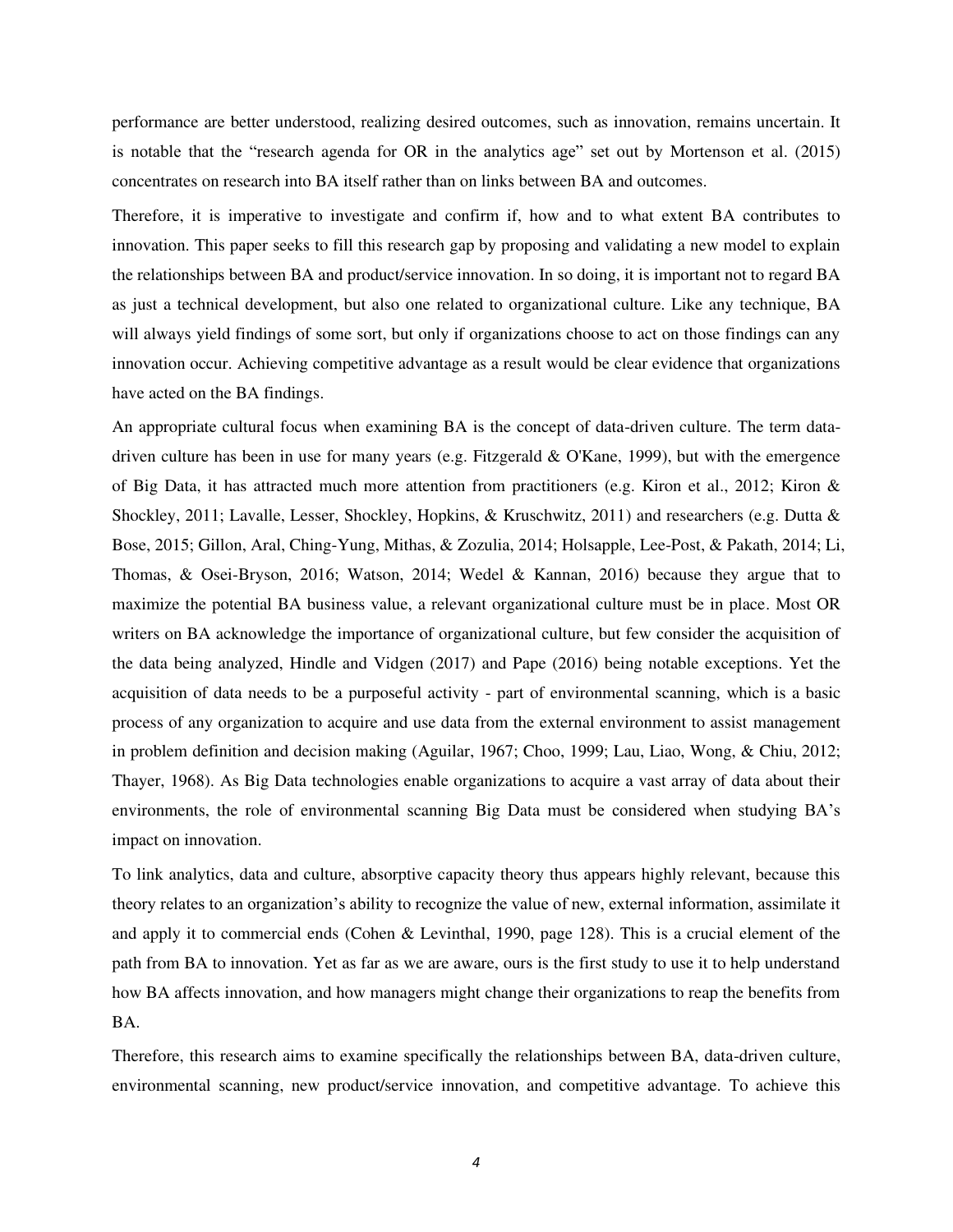performance are better understood, realizing desired outcomes, such as innovation, remains uncertain. It is notable that the "research agenda for OR in the analytics age" set out by Mortenson et al. (2015) concentrates on research into BA itself rather than on links between BA and outcomes.

Therefore, it is imperative to investigate and confirm if, how and to what extent BA contributes to innovation. This paper seeks to fill this research gap by proposing and validating a new model to explain the relationships between BA and product/service innovation. In so doing, it is important not to regard BA as just a technical development, but also one related to organizational culture. Like any technique, BA will always yield findings of some sort, but only if organizations choose to act on those findings can any innovation occur. Achieving competitive advantage as a result would be clear evidence that organizations have acted on the BA findings.

An appropriate cultural focus when examining BA is the concept of data-driven culture. The term data-driven culture has been in use for many years (e.g. Fitzgerald & O'Kane, 1999), but with the emergence of Big Data, it has attracted much more attention from practitioners (e.g. Kiron et al., 2012; Kiron & Shockley, 2011; Lavalle, Lesser, Shockley, Hopkins, & Kruschwitz, 2011) and researchers (e.g. Dutta & Bose, 2015; Gillon, Aral, Ching-Yung, Mithas, & Zozulia, 2014; Holsapple, Lee-Post, & Pakath, 2014; Li, Thomas, & Osei-Bryson, 2016; Watson, 2014; Wedel & Kannan, 2016) because they argue that to maximize the potential BA business value, a relevant organizational culture must be in place. Most OR writers on BA acknowledge the importance of organizational culture, but few consider the acquisition of the data being analyzed, Hindle and Vidgen (2017) and Pape (2016) being notable exceptions. Yet the acquisition of data needs to be a purposeful activity - part of environmental scanning, which is a basic process of any organization to acquire and use data from the external environment to assist management in problem definition and decision making (Aguilar, 1967; Choo, 1999; Lau, Liao, Wong, & Chiu, 2012; Thayer, 1968). As Big Data technologies enable organizations to acquire a vast array of data about their environments, the role of environmental scanning Big Data must be considered when studying BA's impact on innovation.

To link analytics, data and culture, absorptive capacity theory thus appears highly relevant, because this theory relates to an organization's ability to recognize the value of new, external information, assimilate it and apply it to commercial ends (Cohen & Levinthal, 1990, page 128). This is a crucial element of the path from BA to innovation. Yet as far as we are aware, ours is the first study to use it to help understand how BA affects innovation, and how managers might change their organizations to reap the benefits from BA.

Therefore, this research aims to examine specifically the relationships between BA, data-driven culture, environmental scanning, new product/service innovation, and competitive advantage. To achieve this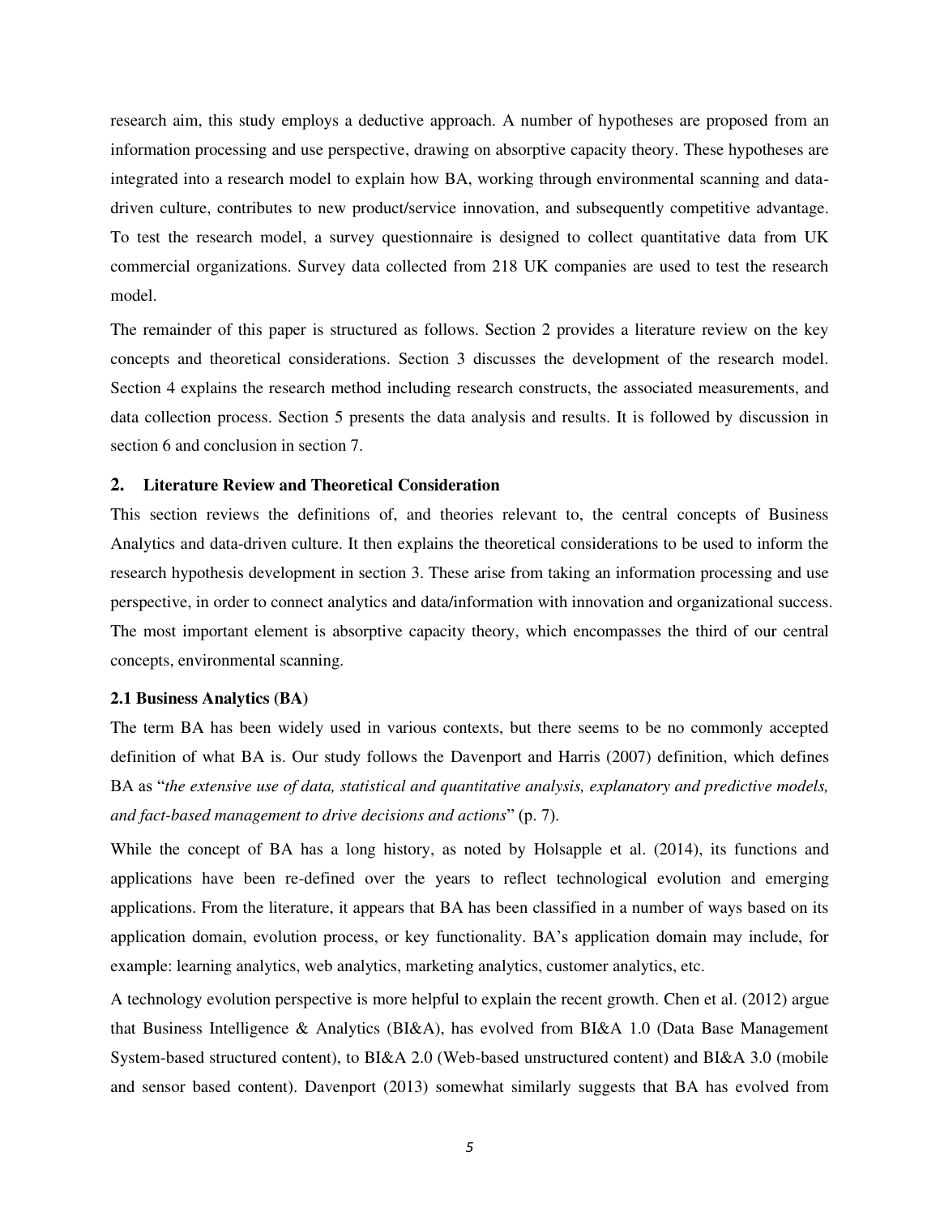research aim, this study employs a deductive approach. A number of hypotheses are proposed from an information processing and use perspective, drawing on absorptive capacity theory. These hypotheses are integrated into a research model to explain how BA, working through environmental scanning and data-driven culture, contributes to new product/service innovation, and subsequently competitive advantage. To test the research model, a survey questionnaire is designed to collect quantitative data from UK commercial organizations. Survey data collected from 218 UK companies are used to test the research model.

The remainder of this paper is structured as follows. Section 2 provides a literature review on the key concepts and theoretical considerations. Section 3 discusses the development of the research model. Section 4 explains the research method including research constructs, the associated measurements, and data collection process. Section 5 presents the data analysis and results. It is followed by discussion in section 6 and conclusion in section 7.

## 2. Literature Review and Theoretical Consideration

This section reviews the definitions of, and theories relevant to, the central concepts of Business Analytics and data-driven culture. It then explains the theoretical considerations to be used to inform the research hypothesis development in section 3. These arise from taking an information processing and use perspective, in order to connect analytics and data/information with innovation and organizational success. The most important element is absorptive capacity theory, which encompasses the third of our central concepts, environmental scanning.

### 2.1 Business Analytics (BA)

The term BA has been widely used in various contexts, but there seems to be no commonly accepted definition of what BA is. Our study follows the Davenport and Harris (2007) definition, which defines BA as "*the extensive use of data, statistical and quantitative analysis, explanatory and predictive models, and fact-based management to drive decisions and actions*" (p. 7).

While the concept of BA has a long history, as noted by Holsapple et al. (2014), its functions and applications have been re-defined over the years to reflect technological evolution and emerging applications. From the literature, it appears that BA has been classified in a number of ways based on its application domain, evolution process, or key functionality. BA's application domain may include, for example: learning analytics, web analytics, marketing analytics, customer analytics, etc.

A technology evolution perspective is more helpful to explain the recent growth. Chen et al. (2012) argue that Business Intelligence & Analytics (BI&A), has evolved from BI&A 1.0 (Data Base Management System-based structured content), to BI&A 2.0 (Web-based unstructured content) and BI&A 3.0 (mobile and sensor based content). Davenport (2013) somewhat similarly suggests that BA has evolved from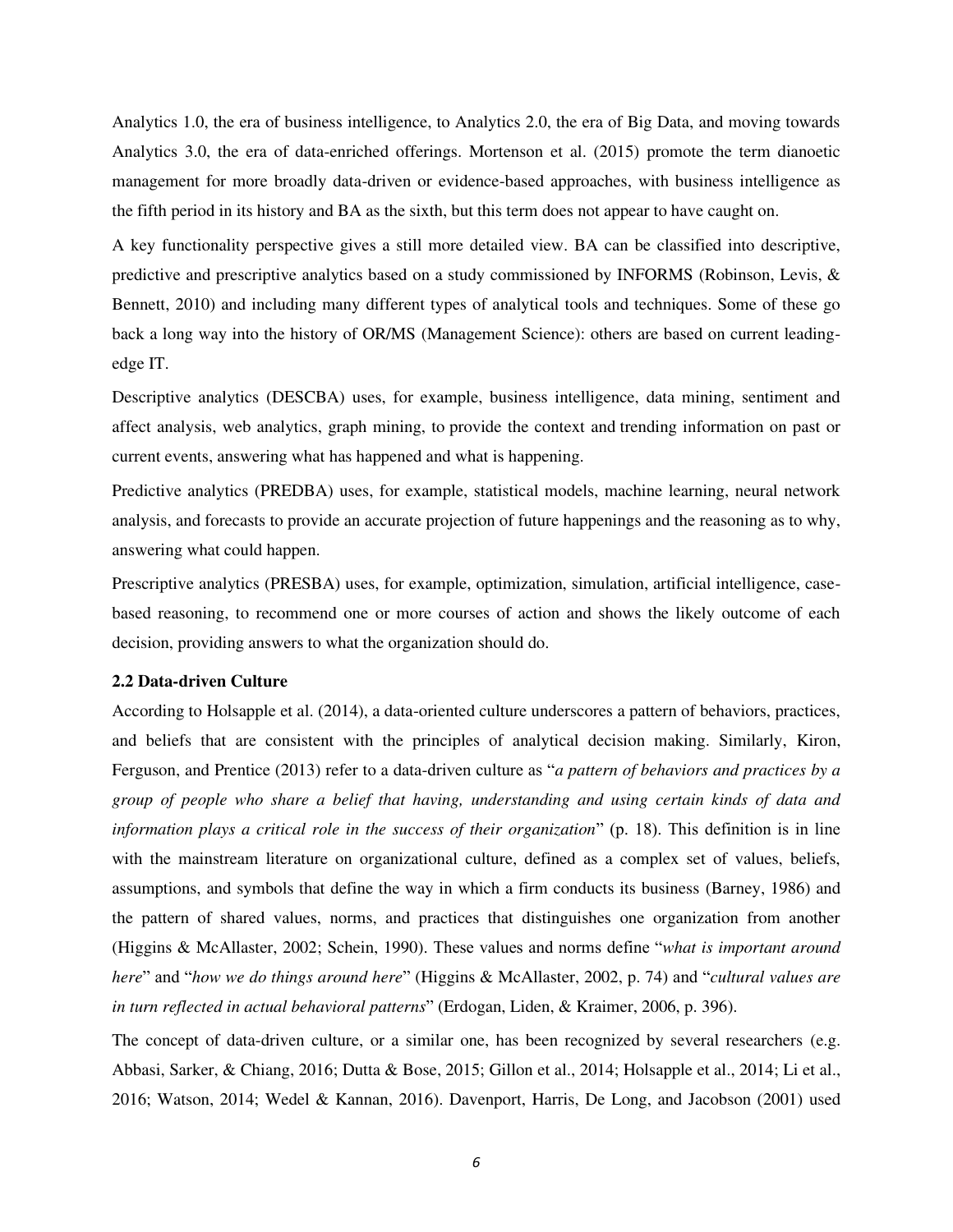Analytics 1.0, the era of business intelligence, to Analytics 2.0, the era of Big Data, and moving towards Analytics 3.0, the era of data-enriched offerings. Mortenson et al. (2015) promote the term dianoetic management for more broadly data-driven or evidence-based approaches, with business intelligence as the fifth period in its history and BA as the sixth, but this term does not appear to have caught on.

A key functionality perspective gives a still more detailed view. BA can be classified into descriptive, predictive and prescriptive analytics based on a study commissioned by INFORMS (Robinson, Levis, & Bennett, 2010) and including many different types of analytical tools and techniques. Some of these go back a long way into the history of OR/MS (Management Science): others are based on current leading-edge IT.

Descriptive analytics (DESCBA) uses, for example, business intelligence, data mining, sentiment and affect analysis, web analytics, graph mining, to provide the context and trending information on past or current events, answering what has happened and what is happening.

Predictive analytics (PREDBA) uses, for example, statistical models, machine learning, neural network analysis, and forecasts to provide an accurate projection of future happenings and the reasoning as to why, answering what could happen.

Prescriptive analytics (PRESBA) uses, for example, optimization, simulation, artificial intelligence, case-based reasoning, to recommend one or more courses of action and shows the likely outcome of each decision, providing answers to what the organization should do.

### 2.2 Data-driven Culture

According to Holsapple et al. (2014), a data-oriented culture underscores a pattern of behaviors, practices, and beliefs that are consistent with the principles of analytical decision making. Similarly, Kiron, Ferguson, and Prentice (2013) refer to a data-driven culture as "*a pattern of behaviors and practices by a group of people who share a belief that having, understanding and using certain kinds of data and information plays a critical role in the success of their organization*" (p. 18). This definition is in line with the mainstream literature on organizational culture, defined as a complex set of values, beliefs, assumptions, and symbols that define the way in which a firm conducts its business (Barney, 1986) and the pattern of shared values, norms, and practices that distinguishes one organization from another (Higgins & McAllaster, 2002; Schein, 1990). These values and norms define "*what is important around here*" and "*how we do things around here*" (Higgins & McAllaster, 2002, p. 74) and "*cultural values are in turn reflected in actual behavioral patterns*" (Erdogan, Liden, & Kraimer, 2006, p. 396).

The concept of data-driven culture, or a similar one, has been recognized by several researchers (e.g. Abbasi, Sarker, & Chiang, 2016; Dutta & Bose, 2015; Gillon et al., 2014; Holsapple et al., 2014; Li et al., 2016; Watson, 2014; Wedel & Kannan, 2016). Davenport, Harris, De Long, and Jacobson (2001) used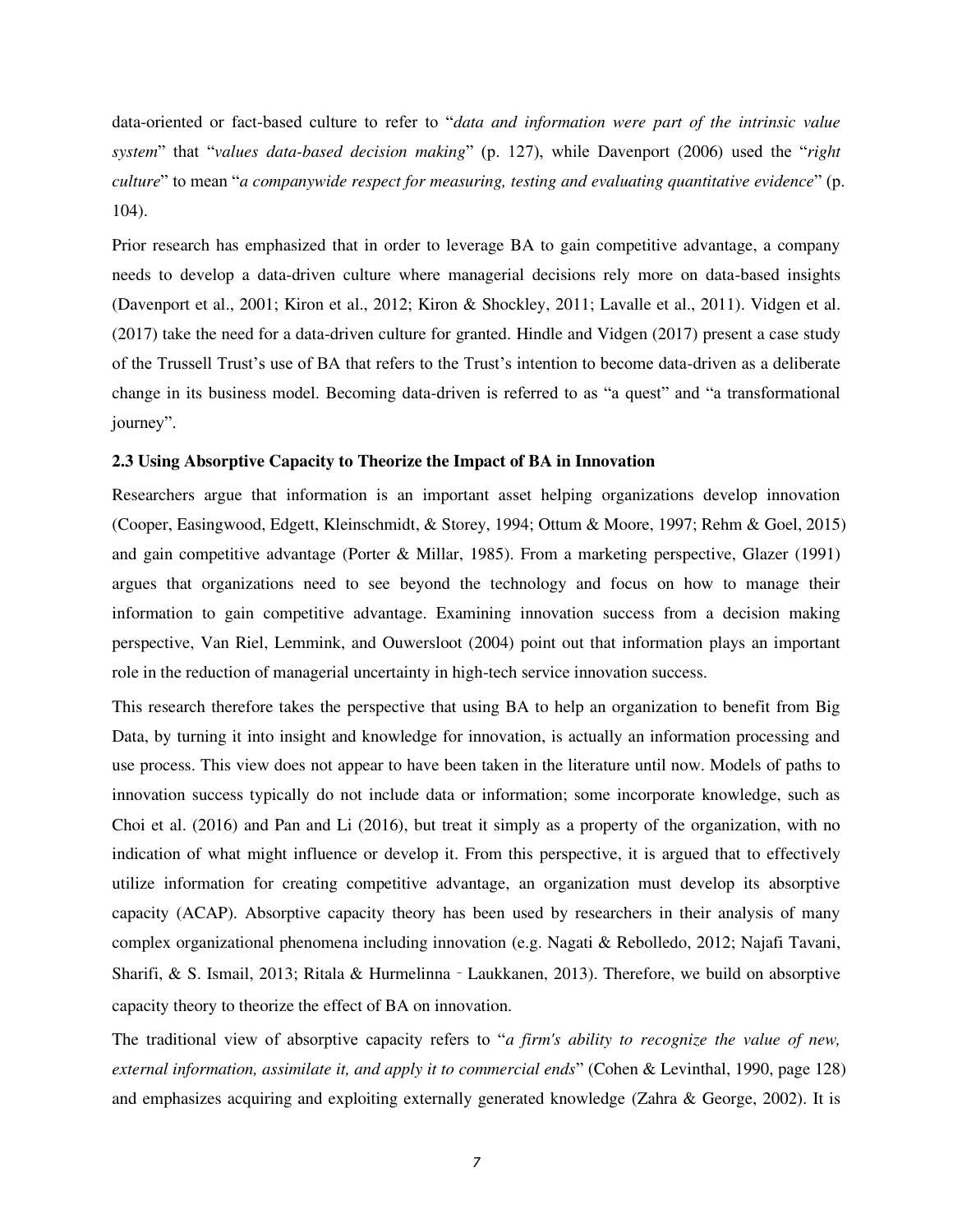data-oriented or fact-based culture to refer to "*data and information were part of the intrinsic value system*" that "*values data-based decision making*" (p. 127), while Davenport (2006) used the "*right culture*" to mean "*a companywide respect for measuring, testing and evaluating quantitative evidence*" (p. 104).

Prior research has emphasized that in order to leverage BA to gain competitive advantage, a company needs to develop a data-driven culture where managerial decisions rely more on data-based insights (Davenport et al., 2001; Kiron et al., 2012; Kiron & Shockley, 2011; Lavalle et al., 2011). Vidgen et al. (2017) take the need for a data-driven culture for granted. Hindle and Vidgen (2017) present a case study of the Trussell Trust's use of BA that refers to the Trust's intention to become data-driven as a deliberate change in its business model. Becoming data-driven is referred to as "a quest" and "a transformational journey".

### 2.3 Using Absorptive Capacity to Theorize the Impact of BA in Innovation

Researchers argue that information is an important asset helping organizations develop innovation (Cooper, Easingwood, Edgett, Kleinschmidt, & Storey, 1994; Ottum & Moore, 1997; Rehm & Goel, 2015) and gain competitive advantage (Porter & Millar, 1985). From a marketing perspective, Glazer (1991) argues that organizations need to see beyond the technology and focus on how to manage their information to gain competitive advantage. Examining innovation success from a decision making perspective, Van Riel, Lemmink, and Ouwersloot (2004) point out that information plays an important role in the reduction of managerial uncertainty in high-tech service innovation success.

This research therefore takes the perspective that using BA to help an organization to benefit from Big Data, by turning it into insight and knowledge for innovation, is actually an information processing and use process. This view does not appear to have been taken in the literature until now. Models of paths to innovation success typically do not include data or information; some incorporate knowledge, such as Choi et al. (2016) and Pan and Li (2016), but treat it simply as a property of the organization, with no indication of what might influence or develop it. From this perspective, it is argued that to effectively utilize information for creating competitive advantage, an organization must develop its absorptive capacity (ACAP). Absorptive capacity theory has been used by researchers in their analysis of many complex organizational phenomena including innovation (e.g. Nagati & Rebolledo, 2012; Najafi Tavani, Sharifi, & S. Ismail, 2013; Ritala & Hurmelinna‐Laukkanen, 2013). Therefore, we build on absorptive capacity theory to theorize the effect of BA on innovation.

The traditional view of absorptive capacity refers to "*a firm's ability to recognize the value of new, external information, assimilate it, and apply it to commercial ends*" (Cohen & Levinthal, 1990, page 128) and emphasizes acquiring and exploiting externally generated knowledge (Zahra & George, 2002). It is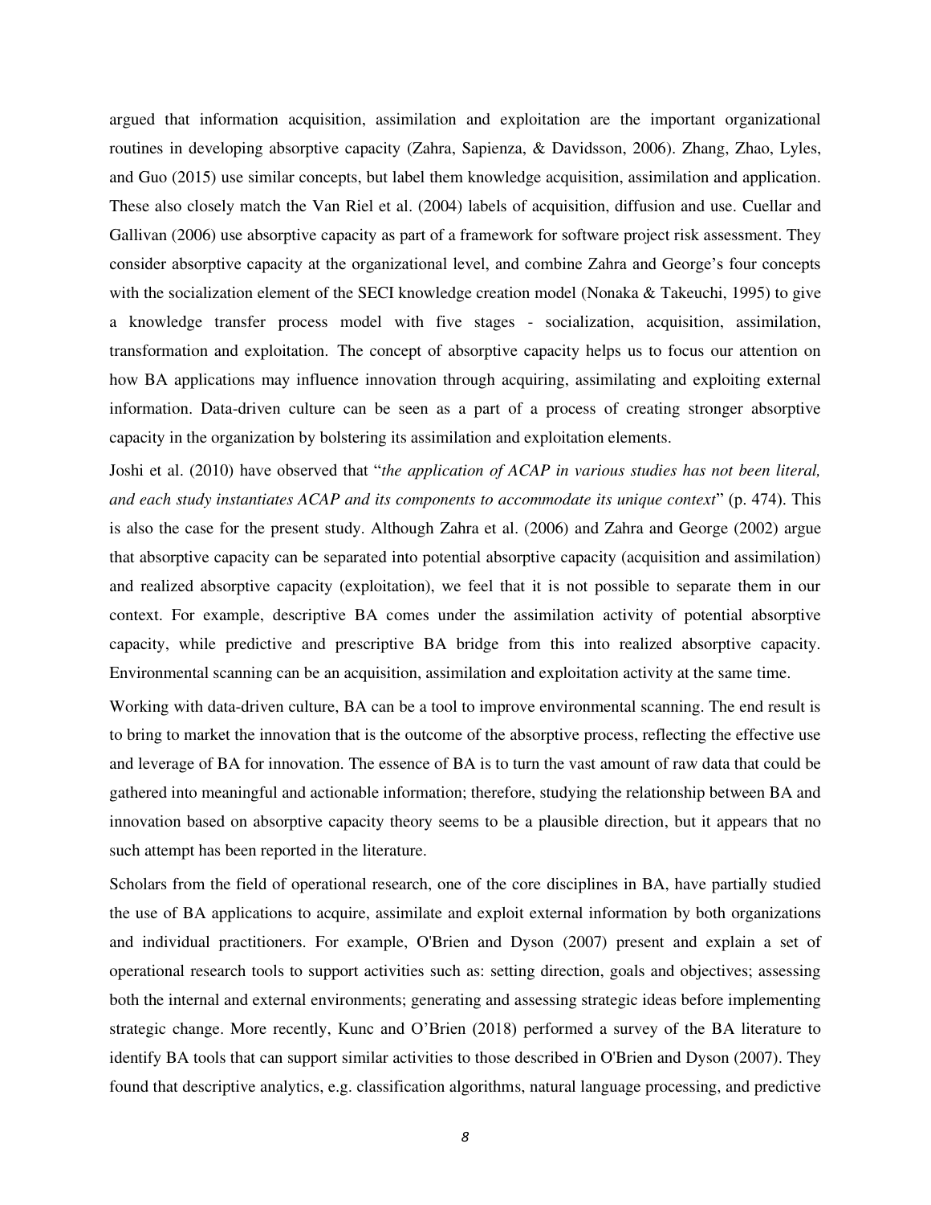argued that information acquisition, assimilation and exploitation are the important organizational routines in developing absorptive capacity (Zahra, Sapienza, & Davidsson, 2006). Zhang, Zhao, Lyles, and Guo (2015) use similar concepts, but label them knowledge acquisition, assimilation and application. These also closely match the Van Riel et al. (2004) labels of acquisition, diffusion and use. Cuellar and Gallivan (2006) use absorptive capacity as part of a framework for software project risk assessment. They consider absorptive capacity at the organizational level, and combine Zahra and George's four concepts with the socialization element of the SECI knowledge creation model (Nonaka & Takeuchi, 1995) to give a knowledge transfer process model with five stages - socialization, acquisition, assimilation, transformation and exploitation. The concept of absorptive capacity helps us to focus our attention on how BA applications may influence innovation through acquiring, assimilating and exploiting external information. Data-driven culture can be seen as a part of a process of creating stronger absorptive capacity in the organization by bolstering its assimilation and exploitation elements.

Joshi et al. (2010) have observed that "*the application of ACAP in various studies has not been literal, and each study instantiates ACAP and its components to accommodate its unique context*" (p. 474). This is also the case for the present study. Although Zahra et al. (2006) and Zahra and George (2002) argue that absorptive capacity can be separated into potential absorptive capacity (acquisition and assimilation) and realized absorptive capacity (exploitation), we feel that it is not possible to separate them in our context. For example, descriptive BA comes under the assimilation activity of potential absorptive capacity, while predictive and prescriptive BA bridge from this into realized absorptive capacity. Environmental scanning can be an acquisition, assimilation and exploitation activity at the same time.

Working with data-driven culture, BA can be a tool to improve environmental scanning. The end result is to bring to market the innovation that is the outcome of the absorptive process, reflecting the effective use and leverage of BA for innovation. The essence of BA is to turn the vast amount of raw data that could be gathered into meaningful and actionable information; therefore, studying the relationship between BA and innovation based on absorptive capacity theory seems to be a plausible direction, but it appears that no such attempt has been reported in the literature.

Scholars from the field of operational research, one of the core disciplines in BA, have partially studied the use of BA applications to acquire, assimilate and exploit external information by both organizations and individual practitioners. For example, O'Brien and Dyson (2007) present and explain a set of operational research tools to support activities such as: setting direction, goals and objectives; assessing both the internal and external environments; generating and assessing strategic ideas before implementing strategic change. More recently, Kunc and O'Brien (2018) performed a survey of the BA literature to identify BA tools that can support similar activities to those described in O'Brien and Dyson (2007). They found that descriptive analytics, e.g. classification algorithms, natural language processing, and predictive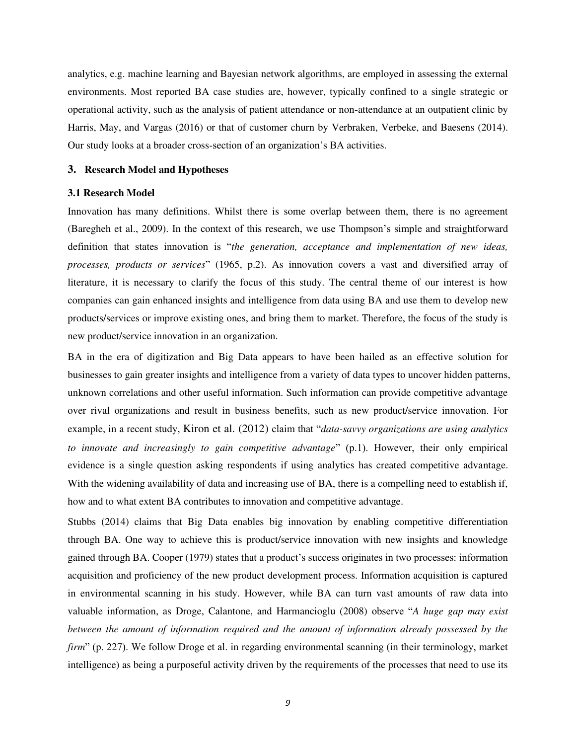analytics, e.g. machine learning and Bayesian network algorithms, are employed in assessing the external environments. Most reported BA case studies are, however, typically confined to a single strategic or operational activity, such as the analysis of patient attendance or non-attendance at an outpatient clinic by Harris, May, and Vargas (2016) or that of customer churn by Verbraken, Verbeke, and Baesens (2014). Our study looks at a broader cross-section of an organization's BA activities.

## 3. Research Model and Hypotheses

### 3.1 Research Model

Innovation has many definitions. Whilst there is some overlap between them, there is no agreement (Baregheh et al., 2009). In the context of this research, we use Thompson's simple and straightforward definition that states innovation is "*the generation, acceptance and implementation of new ideas, processes, products or services*" (1965, p.2). As innovation covers a vast and diversified array of literature, it is necessary to clarify the focus of this study. The central theme of our interest is how companies can gain enhanced insights and intelligence from data using BA and use them to develop new products/services or improve existing ones, and bring them to market. Therefore, the focus of the study is new product/service innovation in an organization.

BA in the era of digitization and Big Data appears to have been hailed as an effective solution for businesses to gain greater insights and intelligence from a variety of data types to uncover hidden patterns, unknown correlations and other useful information. Such information can provide competitive advantage over rival organizations and result in business benefits, such as new product/service innovation. For example, in a recent study, Kiron et al. (2012) claim that "*data-savvy organizations are using analytics to innovate and increasingly to gain competitive advantage*" (p.1). However, their only empirical evidence is a single question asking respondents if using analytics has created competitive advantage. With the widening availability of data and increasing use of BA, there is a compelling need to establish if, how and to what extent BA contributes to innovation and competitive advantage.

Stubbs (2014) claims that Big Data enables big innovation by enabling competitive differentiation through BA. One way to achieve this is product/service innovation with new insights and knowledge gained through BA. Cooper (1979) states that a product's success originates in two processes: information acquisition and proficiency of the new product development process. Information acquisition is captured in environmental scanning in his study. However, while BA can turn vast amounts of raw data into valuable information, as Droge, Calantone, and Harmancioglu (2008) observe "*A huge gap may exist between the amount of information required and the amount of information already possessed by the firm*" (p. 227). We follow Droge et al. in regarding environmental scanning (in their terminology, market intelligence) as being a purposeful activity driven by the requirements of the processes that need to use its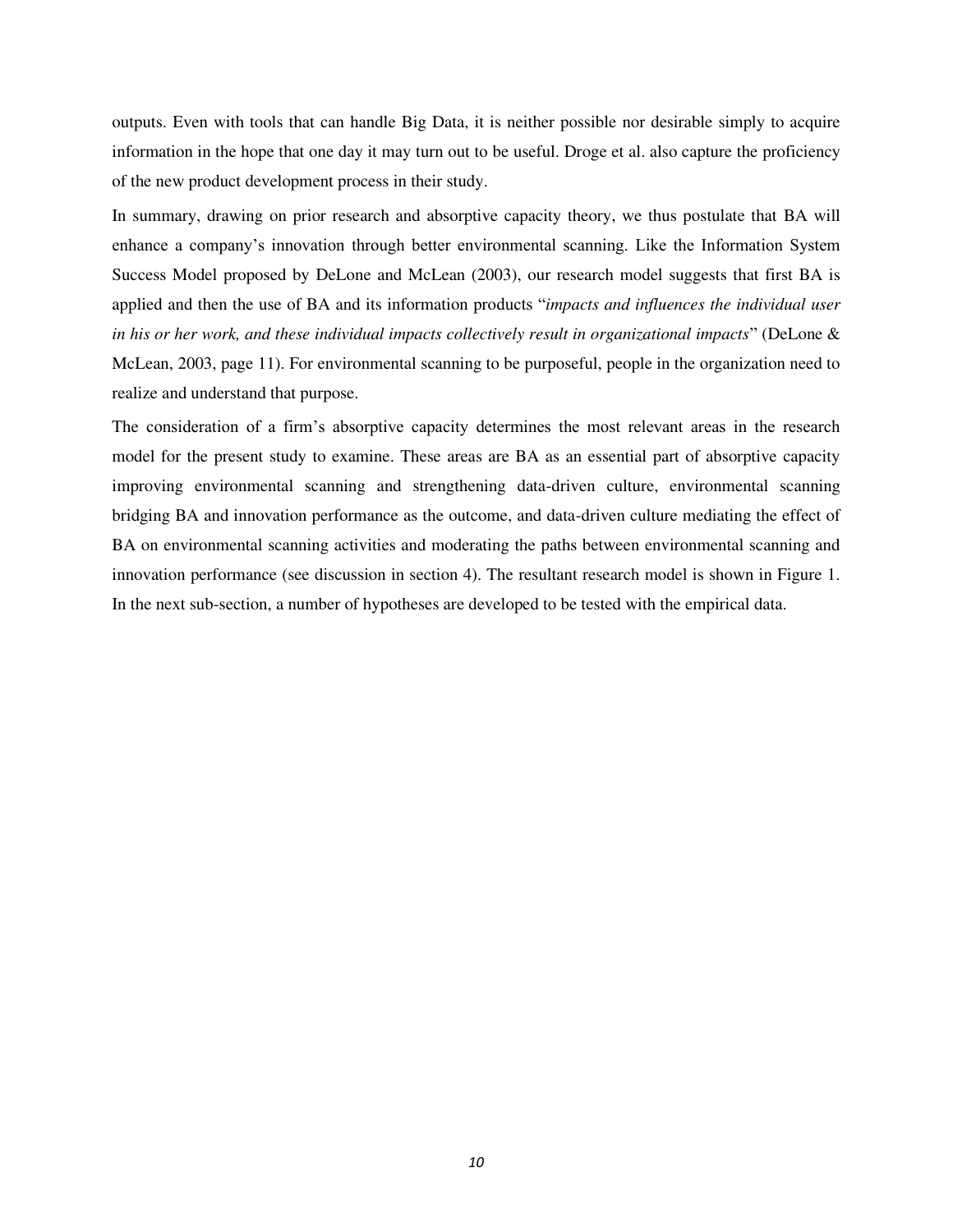outputs. Even with tools that can handle Big Data, it is neither possible nor desirable simply to acquire information in the hope that one day it may turn out to be useful. Droge et al. also capture the proficiency of the new product development process in their study.

In summary, drawing on prior research and absorptive capacity theory, we thus postulate that BA will enhance a company's innovation through better environmental scanning. Like the Information System Success Model proposed by DeLone and McLean (2003), our research model suggests that first BA is applied and then the use of BA and its information products "*impacts and influences the individual user in his or her work, and these individual impacts collectively result in organizational impacts*" (DeLone & McLean, 2003, page 11). For environmental scanning to be purposeful, people in the organization need to realize and understand that purpose.

The consideration of a firm's absorptive capacity determines the most relevant areas in the research model for the present study to examine. These areas are BA as an essential part of absorptive capacity improving environmental scanning and strengthening data-driven culture, environmental scanning bridging BA and innovation performance as the outcome, and data-driven culture mediating the effect of BA on environmental scanning activities and moderating the paths between environmental scanning and innovation performance (see discussion in section 4). The resultant research model is shown in Figure 1. In the next sub-section, a number of hypotheses are developed to be tested with the empirical data.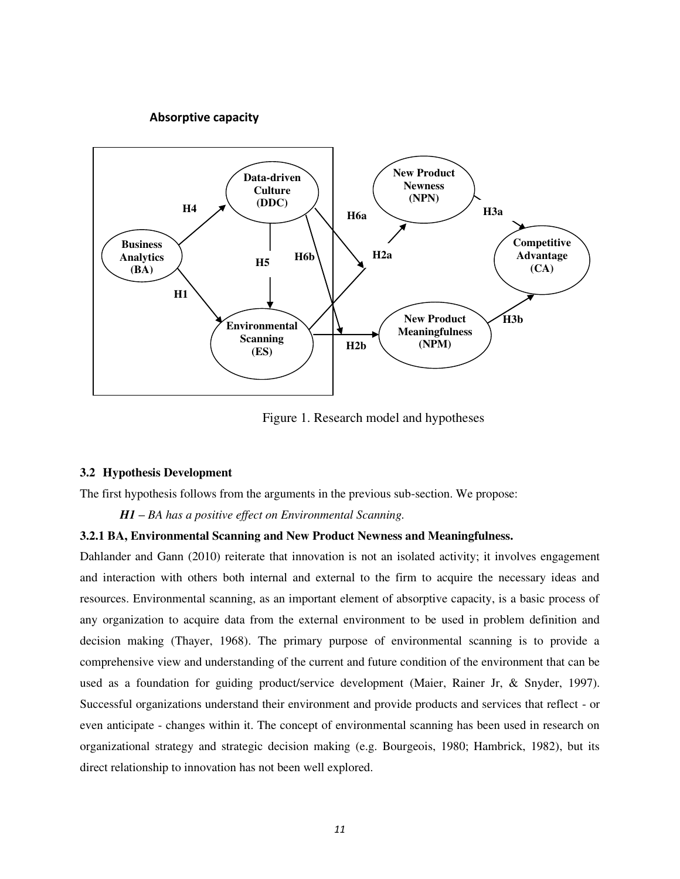**Absorptive capacity**

Figure 1. Research model and hypotheses

### 3.2 Hypothesis Development

The first hypothesis follows from the arguments in the previous sub-section. We propose:

***H1** – BA has a positive effect on Environmental Scanning.*

#### 3.2.1 BA, Environmental Scanning and New Product Newness and Meaningfulness.

Dahlander and Gann (2010) reiterate that innovation is not an isolated activity; it involves engagement and interaction with others both internal and external to the firm to acquire the necessary ideas and resources. Environmental scanning, as an important element of absorptive capacity, is a basic process of any organization to acquire data from the external environment to be used in problem definition and decision making (Thayer, 1968). The primary purpose of environmental scanning is to provide a comprehensive view and understanding of the current and future condition of the environment that can be used as a foundation for guiding product/service development (Maier, Rainer Jr, & Snyder, 1997). Successful organizations understand their environment and provide products and services that reflect - or even anticipate - changes within it. The concept of environmental scanning has been used in research on organizational strategy and strategic decision making (e.g. Bourgeois, 1980; Hambrick, 1982), but its direct relationship to innovation has not been well explored.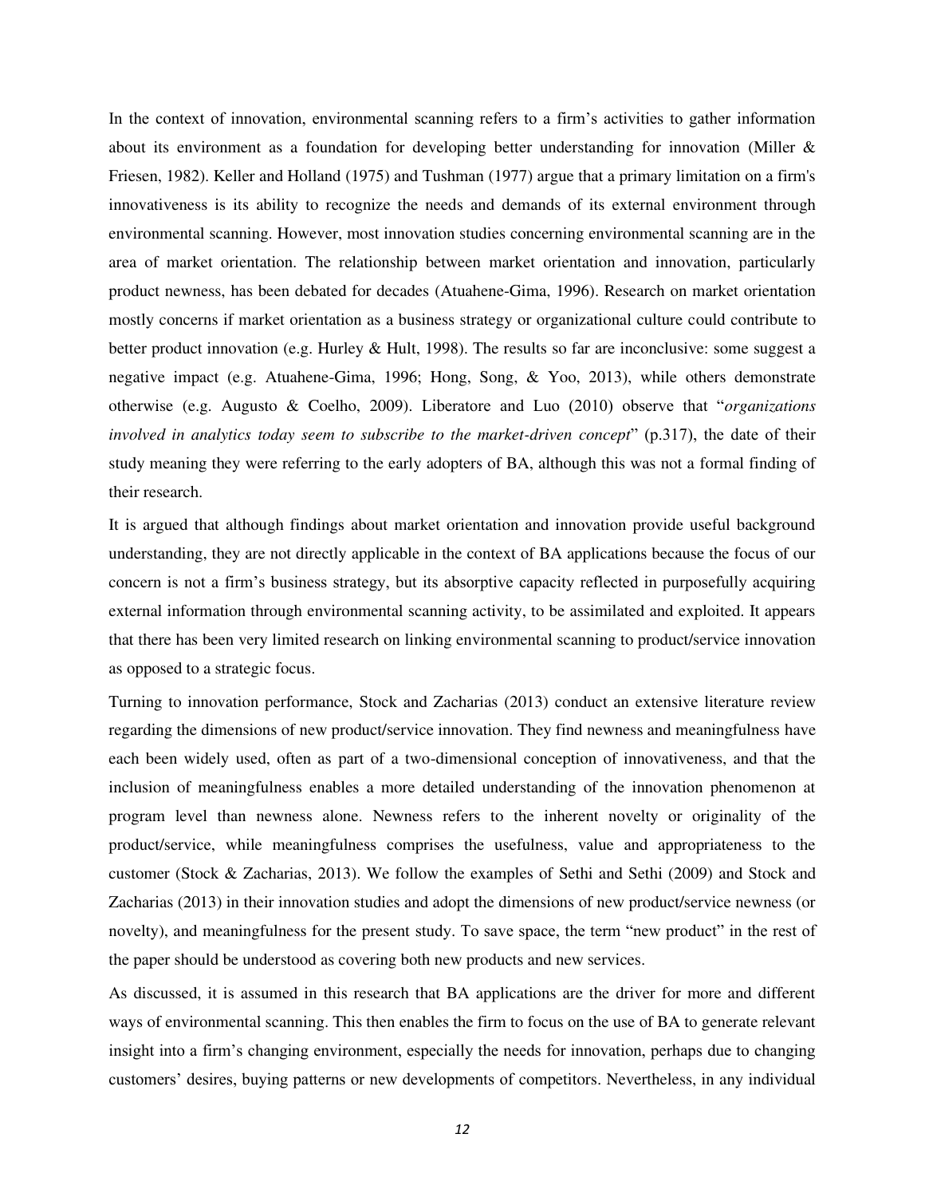In the context of innovation, environmental scanning refers to a firm's activities to gather information about its environment as a foundation for developing better understanding for innovation (Miller & Friesen, 1982). Keller and Holland (1975) and Tushman (1977) argue that a primary limitation on a firm's innovativeness is its ability to recognize the needs and demands of its external environment through environmental scanning. However, most innovation studies concerning environmental scanning are in the area of market orientation. The relationship between market orientation and innovation, particularly product newness, has been debated for decades (Atuahene-Gima, 1996). Research on market orientation mostly concerns if market orientation as a business strategy or organizational culture could contribute to better product innovation (e.g. Hurley & Hult, 1998). The results so far are inconclusive: some suggest a negative impact (e.g. Atuahene-Gima, 1996; Hong, Song, & Yoo, 2013), while others demonstrate otherwise (e.g. Augusto & Coelho, 2009). Liberatore and Luo (2010) observe that "*organizations involved in analytics today seem to subscribe to the market-driven concept*" (p.317), the date of their study meaning they were referring to the early adopters of BA, although this was not a formal finding of their research.

It is argued that although findings about market orientation and innovation provide useful background understanding, they are not directly applicable in the context of BA applications because the focus of our concern is not a firm's business strategy, but its absorptive capacity reflected in purposefully acquiring external information through environmental scanning activity, to be assimilated and exploited. It appears that there has been very limited research on linking environmental scanning to product/service innovation as opposed to a strategic focus.

Turning to innovation performance, Stock and Zacharias (2013) conduct an extensive literature review regarding the dimensions of new product/service innovation. They find newness and meaningfulness have each been widely used, often as part of a two-dimensional conception of innovativeness, and that the inclusion of meaningfulness enables a more detailed understanding of the innovation phenomenon at program level than newness alone. Newness refers to the inherent novelty or originality of the product/service, while meaningfulness comprises the usefulness, value and appropriateness to the customer (Stock & Zacharias, 2013). We follow the examples of Sethi and Sethi (2009) and Stock and Zacharias (2013) in their innovation studies and adopt the dimensions of new product/service newness (or novelty), and meaningfulness for the present study. To save space, the term "new product" in the rest of the paper should be understood as covering both new products and new services.

As discussed, it is assumed in this research that BA applications are the driver for more and different ways of environmental scanning. This then enables the firm to focus on the use of BA to generate relevant insight into a firm's changing environment, especially the needs for innovation, perhaps due to changing customers' desires, buying patterns or new developments of competitors. Nevertheless, in any individual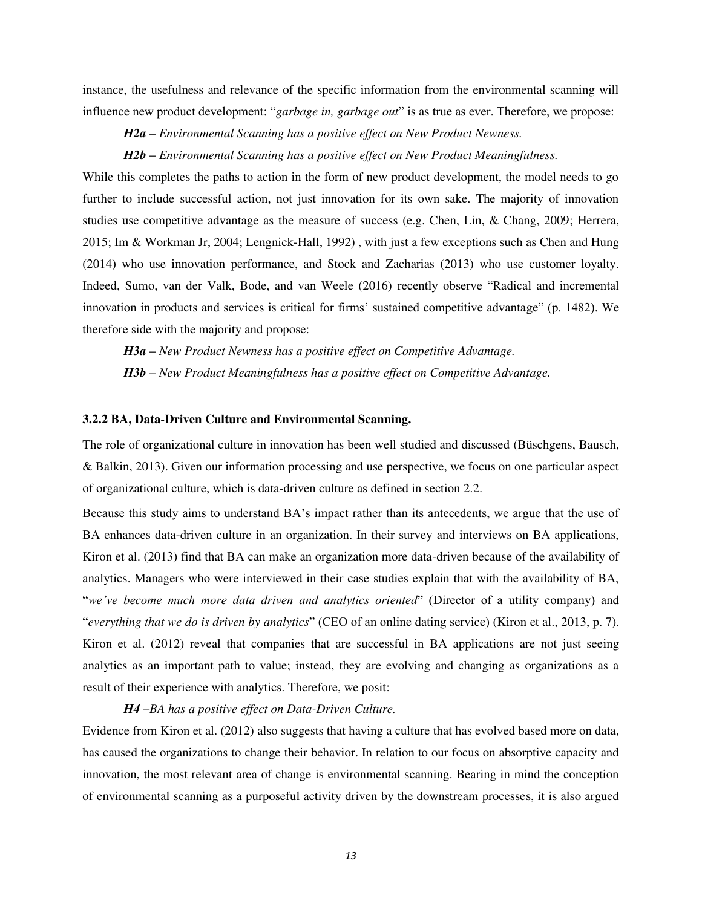instance, the usefulness and relevance of the specific information from the environmental scanning will influence new product development: "*garbage in, garbage out*" is as true as ever. Therefore, we propose:

***H2a*** *– Environmental Scanning has a positive effect on New Product Newness.*

***H2b*** *– Environmental Scanning has a positive effect on New Product Meaningfulness.*

While this completes the paths to action in the form of new product development, the model needs to go further to include successful action, not just innovation for its own sake. The majority of innovation studies use competitive advantage as the measure of success (e.g. Chen, Lin, & Chang, 2009; Herrera, 2015; Im & Workman Jr, 2004; Lengnick-Hall, 1992) , with just a few exceptions such as Chen and Hung (2014) who use innovation performance, and Stock and Zacharias (2013) who use customer loyalty. Indeed, Sumo, van der Valk, Bode, and van Weele (2016) recently observe "Radical and incremental innovation in products and services is critical for firms' sustained competitive advantage" (p. 1482). We therefore side with the majority and propose:

***H3a*** *– New Product Newness has a positive effect on Competitive Advantage.*

***H3b*** *– New Product Meaningfulness has a positive effect on Competitive Advantage.*

### 3.2.2 BA, Data-Driven Culture and Environmental Scanning.

The role of organizational culture in innovation has been well studied and discussed (Büschgens, Bausch, & Balkin, 2013). Given our information processing and use perspective, we focus on one particular aspect of organizational culture, which is data-driven culture as defined in section 2.2.

Because this study aims to understand BA's impact rather than its antecedents, we argue that the use of BA enhances data-driven culture in an organization. In their survey and interviews on BA applications, Kiron et al. (2013) find that BA can make an organization more data-driven because of the availability of analytics. Managers who were interviewed in their case studies explain that with the availability of BA, "*we've become much more data driven and analytics oriented*" (Director of a utility company) and "*everything that we do is driven by analytics*" (CEO of an online dating service) (Kiron et al., 2013, p. 7). Kiron et al. (2012) reveal that companies that are successful in BA applications are not just seeing analytics as an important path to value; instead, they are evolving and changing as organizations as a result of their experience with analytics. Therefore, we posit:

***H4*** *–BA has a positive effect on Data-Driven Culture.*

Evidence from Kiron et al. (2012) also suggests that having a culture that has evolved based more on data, has caused the organizations to change their behavior. In relation to our focus on absorptive capacity and innovation, the most relevant area of change is environmental scanning. Bearing in mind the conception of environmental scanning as a purposeful activity driven by the downstream processes, it is also argued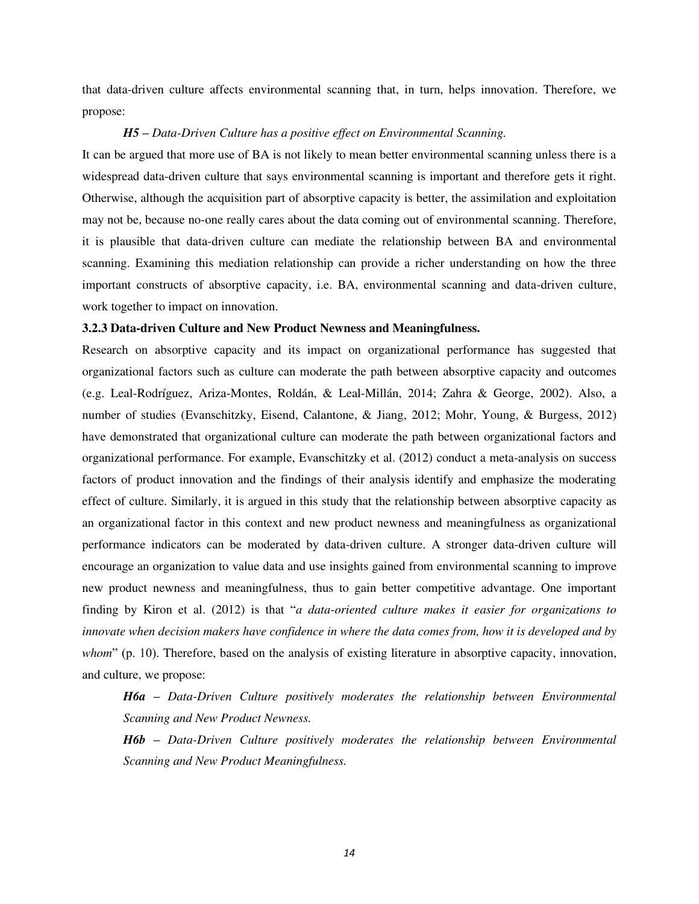that data-driven culture affects environmental scanning that, in turn, helps innovation. Therefore, we propose:

***H5*** *– Data-Driven Culture has a positive effect on Environmental Scanning.*

It can be argued that more use of BA is not likely to mean better environmental scanning unless there is a widespread data-driven culture that says environmental scanning is important and therefore gets it right. Otherwise, although the acquisition part of absorptive capacity is better, the assimilation and exploitation may not be, because no-one really cares about the data coming out of environmental scanning. Therefore, it is plausible that data-driven culture can mediate the relationship between BA and environmental scanning. Examining this mediation relationship can provide a richer understanding on how the three important constructs of absorptive capacity, i.e. BA, environmental scanning and data-driven culture, work together to impact on innovation.

### 3.2.3 Data-driven Culture and New Product Newness and Meaningfulness.

Research on absorptive capacity and its impact on organizational performance has suggested that organizational factors such as culture can moderate the path between absorptive capacity and outcomes (e.g. Leal-Rodríguez, Ariza-Montes, Roldán, & Leal-Millán, 2014; Zahra & George, 2002). Also, a number of studies (Evanschitzky, Eisend, Calantone, & Jiang, 2012; Mohr, Young, & Burgess, 2012) have demonstrated that organizational culture can moderate the path between organizational factors and organizational performance. For example, Evanschitzky et al. (2012) conduct a meta-analysis on success factors of product innovation and the findings of their analysis identify and emphasize the moderating effect of culture. Similarly, it is argued in this study that the relationship between absorptive capacity as an organizational factor in this context and new product newness and meaningfulness as organizational performance indicators can be moderated by data-driven culture. A stronger data-driven culture will encourage an organization to value data and use insights gained from environmental scanning to improve new product newness and meaningfulness, thus to gain better competitive advantage. One important finding by Kiron et al. (2012) is that "*a data-oriented culture makes it easier for organizations to innovate when decision makers have confidence in where the data comes from, how it is developed and by whom*" (p. 10). Therefore, based on the analysis of existing literature in absorptive capacity, innovation, and culture, we propose:

***H6a*** *– Data-Driven Culture positively moderates the relationship between Environmental Scanning and New Product Newness.*

***H6b*** *– Data-Driven Culture positively moderates the relationship between Environmental Scanning and New Product Meaningfulness.*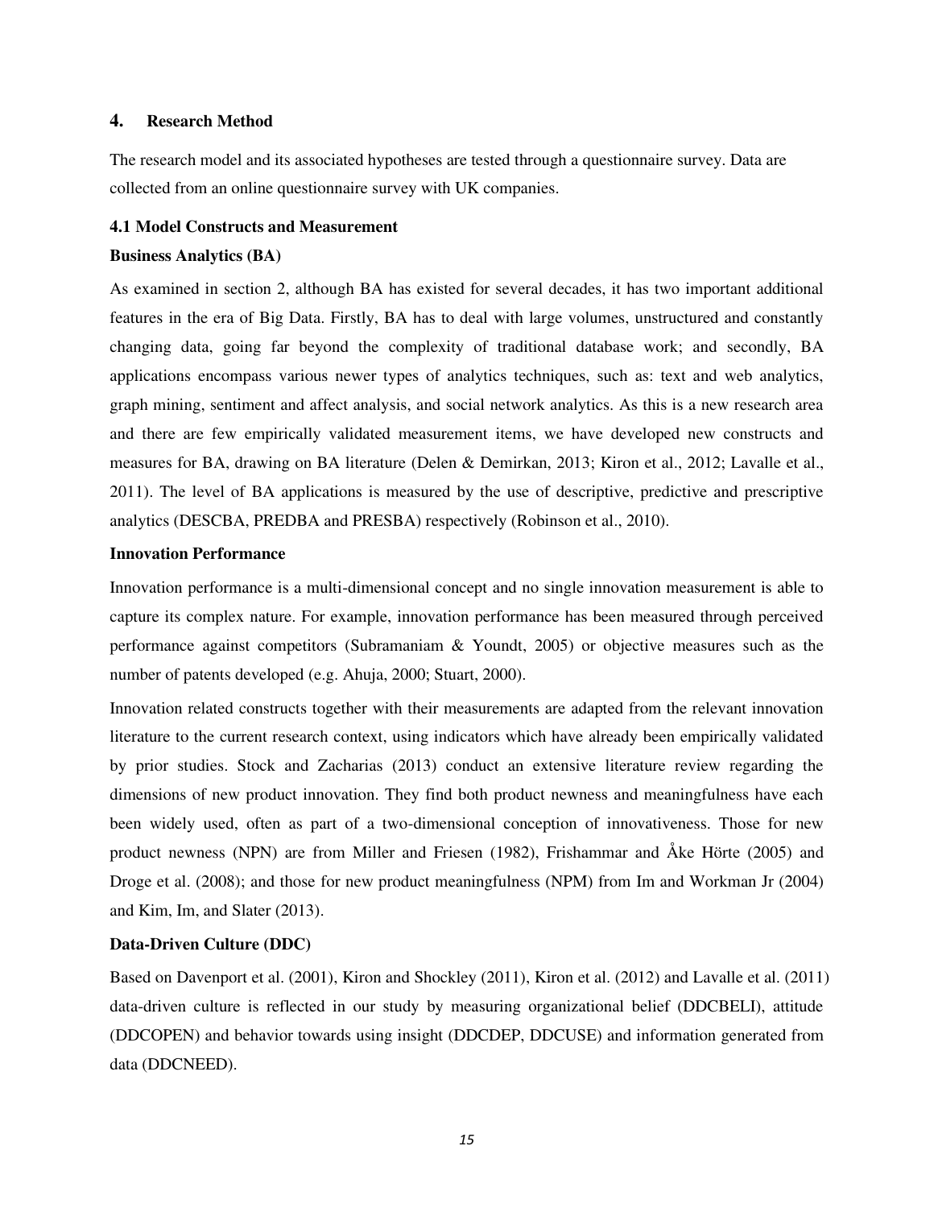## 4. Research Method

The research model and its associated hypotheses are tested through a questionnaire survey. Data are collected from an online questionnaire survey with UK companies.

### 4.1 Model Constructs and Measurement

**Business Analytics (BA)**

As examined in section 2, although BA has existed for several decades, it has two important additional features in the era of Big Data. Firstly, BA has to deal with large volumes, unstructured and constantly changing data, going far beyond the complexity of traditional database work; and secondly, BA applications encompass various newer types of analytics techniques, such as: text and web analytics, graph mining, sentiment and affect analysis, and social network analytics. As this is a new research area and there are few empirically validated measurement items, we have developed new constructs and measures for BA, drawing on BA literature (Delen & Demirkan, 2013; Kiron et al., 2012; Lavalle et al., 2011). The level of BA applications is measured by the use of descriptive, predictive and prescriptive analytics (DESCBA, PREDBA and PRESBA) respectively (Robinson et al., 2010).

**Innovation Performance**

Innovation performance is a multi-dimensional concept and no single innovation measurement is able to capture its complex nature. For example, innovation performance has been measured through perceived performance against competitors (Subramaniam & Youndt, 2005) or objective measures such as the number of patents developed (e.g. Ahuja, 2000; Stuart, 2000).

Innovation related constructs together with their measurements are adapted from the relevant innovation literature to the current research context, using indicators which have already been empirically validated by prior studies. Stock and Zacharias (2013) conduct an extensive literature review regarding the dimensions of new product innovation. They find both product newness and meaningfulness have each been widely used, often as part of a two-dimensional conception of innovativeness. Those for new product newness (NPN) are from Miller and Friesen (1982), Frishammar and Åke Hörte (2005) and Droge et al. (2008); and those for new product meaningfulness (NPM) from Im and Workman Jr (2004) and Kim, Im, and Slater (2013).

**Data-Driven Culture (DDC)**

Based on Davenport et al. (2001), Kiron and Shockley (2011), Kiron et al. (2012) and Lavalle et al. (2011) data-driven culture is reflected in our study by measuring organizational belief (DDCBELI), attitude (DDCOPEN) and behavior towards using insight (DDCDEP, DDCUSE) and information generated from data (DDCNEED).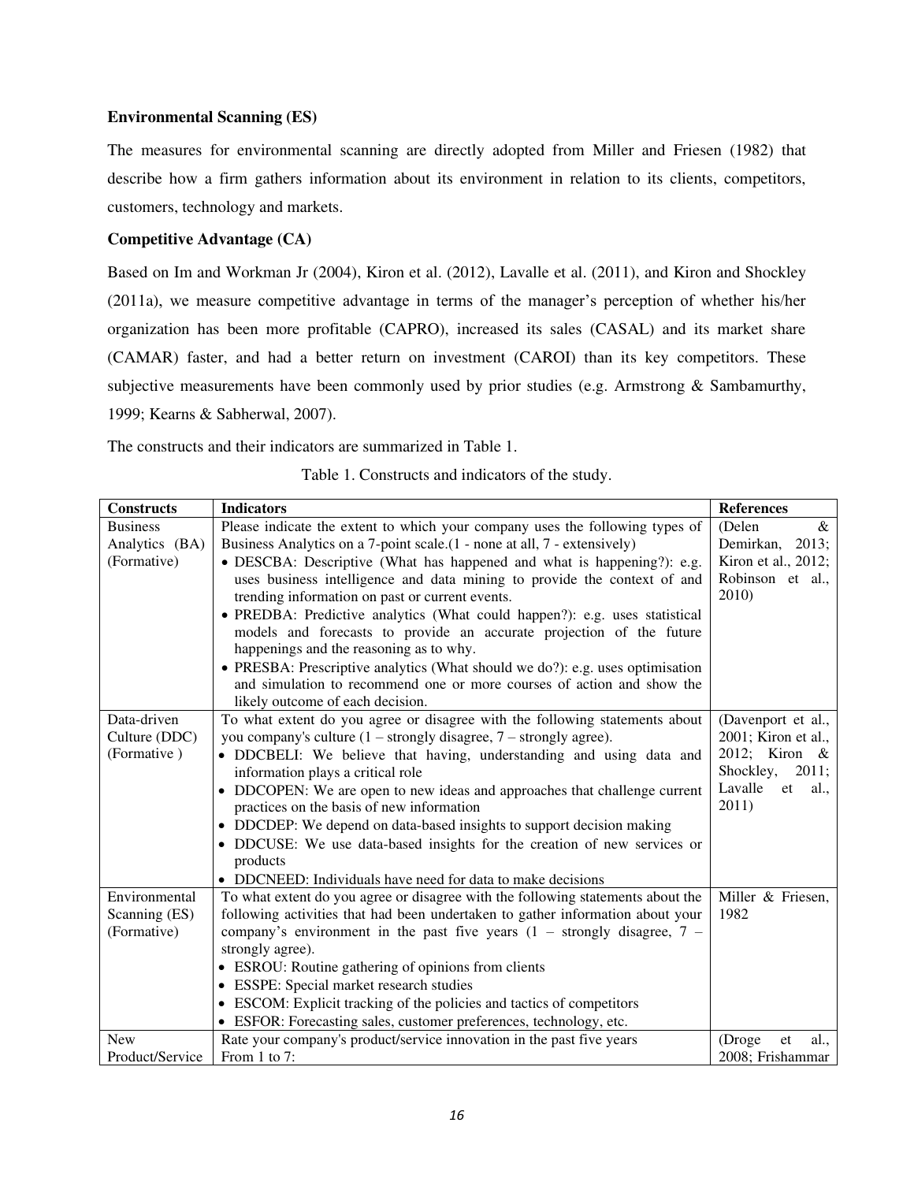**Environmental Scanning (ES)**

The measures for environmental scanning are directly adopted from Miller and Friesen (1982) that describe how a firm gathers information about its environment in relation to its clients, competitors, customers, technology and markets.

**Competitive Advantage (CA)**

Based on Im and Workman Jr (2004), Kiron et al. (2012), Lavalle et al. (2011), and Kiron and Shockley (2011a), we measure competitive advantage in terms of the manager's perception of whether his/her organization has been more profitable (CAPRO), increased its sales (CASAL) and its market share (CAMAR) faster, and had a better return on investment (CAROI) than its key competitors. These subjective measurements have been commonly used by prior studies (e.g. Armstrong & Sambamurthy, 1999; Kearns & Sabherwal, 2007).

The constructs and their indicators are summarized in Table 1.

Table 1. Constructs and indicators of the study.

| Constructs | Indicators | References |
|---|---|---|
| Business Analytics (BA) (Formative) | Please indicate the extent to which your company uses the following types of Business Analytics on a 7-point scale.(1 - none at all, 7 - extensively)<br>• DESCBA: Descriptive (What has happened and what is happening?): e.g. uses business intelligence and data mining to provide the context of and trending information on past or current events.<br>• PREDBA: Predictive analytics (What could happen?): e.g. uses statistical models and forecasts to provide an accurate projection of the future happenings and the reasoning as to why.<br>• PRESBA: Prescriptive analytics (What should we do?): e.g. uses optimisation and simulation to recommend one or more courses of action and show the likely outcome of each decision. | (Delen & Demirkan, 2013; Kiron et al., 2012; Robinson et al., 2010) |
| Data-driven Culture (DDC) (Formative ) | To what extent do you agree or disagree with the following statements about you company's culture (1 – strongly disagree, 7 – strongly agree).<br>• DDCBELI: We believe that having, understanding and using data and information plays a critical role<br>• DDCOPEN: We are open to new ideas and approaches that challenge current practices on the basis of new information<br>• DDCDEP: We depend on data-based insights to support decision making<br>• DDCUSE: We use data-based insights for the creation of new services or products<br>• DDCNEED: Individuals have need for data to make decisions | (Davenport et al., 2001; Kiron et al., 2012; Kiron & Shockley, 2011; Lavalle et al., 2011) |
| Environmental Scanning (ES) (Formative) | To what extent do you agree or disagree with the following statements about the following activities that had been undertaken to gather information about your company's environment in the past five years (1 – strongly disagree, 7 – strongly agree).<br>• ESROU: Routine gathering of opinions from clients<br>• ESSPE: Special market research studies<br>• ESCOM: Explicit tracking of the policies and tactics of competitors<br>• ESFOR: Forecasting sales, customer preferences, technology, etc. | Miller & Friesen, 1982 |
| New Product/Service | Rate your company's product/service innovation in the past five years From 1 to 7: | (Droge et al., 2008; Frishammar |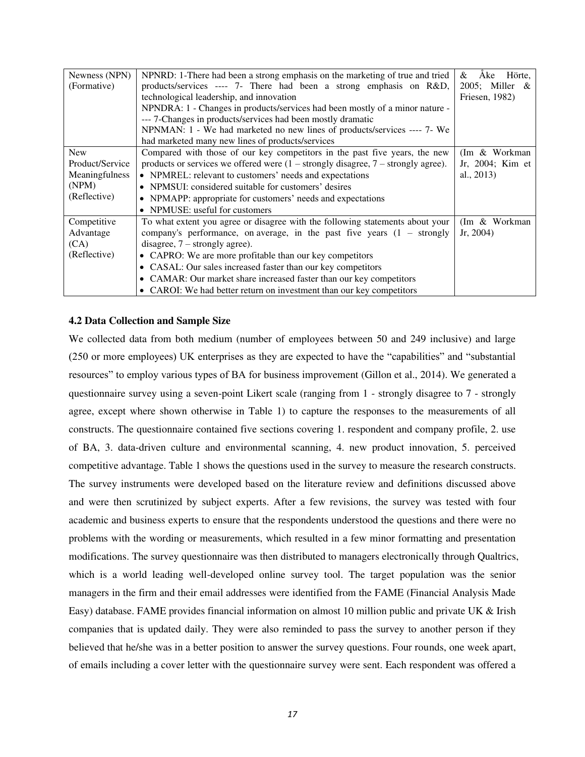| Newness (NPN) (Formative) | NPNRD: 1-There had been a strong emphasis on the marketing of true and tried products/services ---- 7- There had been a strong emphasis on R&D, technological leadership, and innovation<br>NPNDRA: 1 - Changes in products/services had been mostly of a minor nature ---- 7-Changes in products/services had been mostly dramatic<br>NPNMAN: 1 - We had marketed no new lines of products/services ---- 7- We had marketed many new lines of products/services | & Åke Hörte, 2005; Miller & Friesen, 1982) |
|---|---|---|
| New Product/Service Meaningfulness (NPM) (Reflective) | Compared with those of our key competitors in the past five years, the new products or services we offered were (1 – strongly disagree, 7 – strongly agree).<br>• NPMREL: relevant to customers' needs and expectations<br>• NPMSUI: considered suitable for customers' desires<br>• NPMAPP: appropriate for customers' needs and expectations<br>• NPMUSE: useful for customers | (Im & Workman Jr, 2004; Kim et al., 2013) |
| Competitive Advantage (CA) (Reflective) | To what extent you agree or disagree with the following statements about your company's performance, on average, in the past five years (1 – strongly disagree, 7 – strongly agree).<br>• CAPRO: We are more profitable than our key competitors<br>• CASAL: Our sales increased faster than our key competitors<br>• CAMAR: Our market share increased faster than our key competitors<br>• CAROI: We had better return on investment than our key competitors | (Im & Workman Jr, 2004) |

### 4.2 Data Collection and Sample Size

We collected data from both medium (number of employees between 50 and 249 inclusive) and large (250 or more employees) UK enterprises as they are expected to have the "capabilities" and "substantial resources" to employ various types of BA for business improvement (Gillon et al., 2014). We generated a questionnaire survey using a seven-point Likert scale (ranging from 1 - strongly disagree to 7 - strongly agree, except where shown otherwise in Table 1) to capture the responses to the measurements of all constructs. The questionnaire contained five sections covering 1. respondent and company profile, 2. use of BA, 3. data-driven culture and environmental scanning, 4. new product innovation, 5. perceived competitive advantage. Table 1 shows the questions used in the survey to measure the research constructs. The survey instruments were developed based on the literature review and definitions discussed above and were then scrutinized by subject experts. After a few revisions, the survey was tested with four academic and business experts to ensure that the respondents understood the questions and there were no problems with the wording or measurements, which resulted in a few minor formatting and presentation modifications. The survey questionnaire was then distributed to managers electronically through Qualtrics, which is a world leading well-developed online survey tool. The target population was the senior managers in the firm and their email addresses were identified from the FAME (Financial Analysis Made Easy) database. FAME provides financial information on almost 10 million public and private UK & Irish companies that is updated daily. They were also reminded to pass the survey to another person if they believed that he/she was in a better position to answer the survey questions. Four rounds, one week apart, of emails including a cover letter with the questionnaire survey were sent. Each respondent was offered a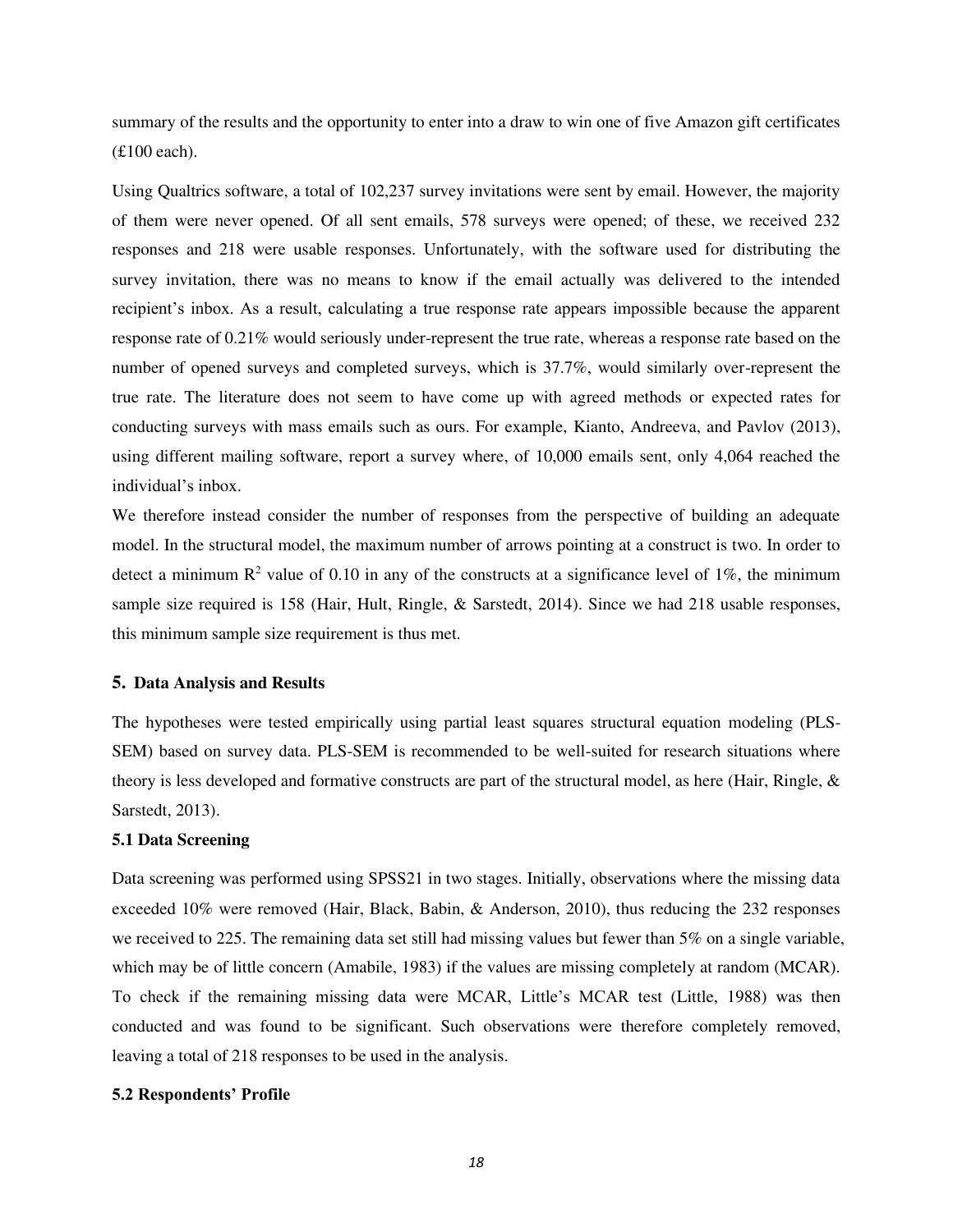summary of the results and the opportunity to enter into a draw to win one of five Amazon gift certificates (£100 each).

Using Qualtrics software, a total of 102,237 survey invitations were sent by email. However, the majority of them were never opened. Of all sent emails, 578 surveys were opened; of these, we received 232 responses and 218 were usable responses. Unfortunately, with the software used for distributing the survey invitation, there was no means to know if the email actually was delivered to the intended recipient's inbox. As a result, calculating a true response rate appears impossible because the apparent response rate of 0.21% would seriously under-represent the true rate, whereas a response rate based on the number of opened surveys and completed surveys, which is 37.7%, would similarly over-represent the true rate. The literature does not seem to have come up with agreed methods or expected rates for conducting surveys with mass emails such as ours. For example, Kianto, Andreeva, and Pavlov (2013), using different mailing software, report a survey where, of 10,000 emails sent, only 4,064 reached the individual's inbox.

We therefore instead consider the number of responses from the perspective of building an adequate model. In the structural model, the maximum number of arrows pointing at a construct is two. In order to detect a minimum $R^2$ value of 0.10 in any of the constructs at a significance level of 1%, the minimum sample size required is 158 (Hair, Hult, Ringle, & Sarstedt, 2014). Since we had 218 usable responses, this minimum sample size requirement is thus met.

## 5. Data Analysis and Results

The hypotheses were tested empirically using partial least squares structural equation modeling (PLS-SEM) based on survey data. PLS-SEM is recommended to be well-suited for research situations where theory is less developed and formative constructs are part of the structural model, as here (Hair, Ringle, & Sarstedt, 2013).

### 5.1 Data Screening

Data screening was performed using SPSS21 in two stages. Initially, observations where the missing data exceeded 10% were removed (Hair, Black, Babin, & Anderson, 2010), thus reducing the 232 responses we received to 225. The remaining data set still had missing values but fewer than 5% on a single variable, which may be of little concern (Amabile, 1983) if the values are missing completely at random (MCAR). To check if the remaining missing data were MCAR, Little's MCAR test (Little, 1988) was then conducted and was found to be significant. Such observations were therefore completely removed, leaving a total of 218 responses to be used in the analysis.

### 5.2 Respondents' Profile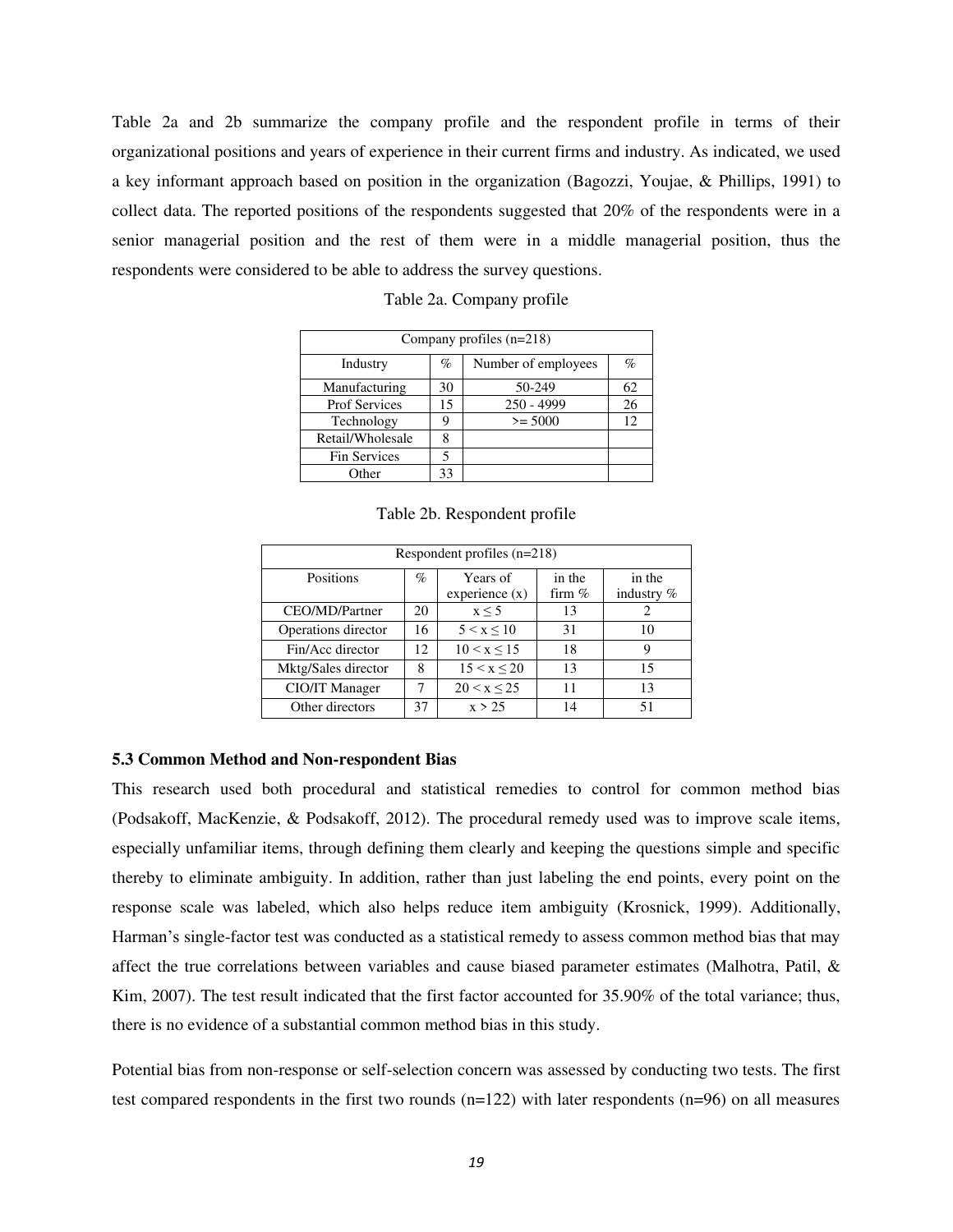Table 2a and 2b summarize the company profile and the respondent profile in terms of their organizational positions and years of experience in their current firms and industry. As indicated, we used a key informant approach based on position in the organization (Bagozzi, Youjae, & Phillips, 1991) to collect data. The reported positions of the respondents suggested that 20% of the respondents were in a senior managerial position and the rest of them were in a middle managerial position, thus the respondents were considered to be able to address the survey questions.

Table 2a. Company profile

| Company profiles (n=218) | | | |
|---|---|---|---|
| Industry | % | Number of employees | % |
| Manufacturing | 30 | 50-249 | 62 |
| Prof Services | 15 | 250 - 4999 | 26 |
| Technology | 9 | >= 5000 | 12 |
| Retail/Wholesale | 8 | | |
| Fin Services | 5 | | |
| Other | 33 | | |

Table 2b. Respondent profile

| Respondent profiles (n=218) | | | | |
|---|---|---|---|---|
| Positions | % | Years of experience (x) | in the firm % | in the industry % |
| CEO/MD/Partner | 20 | $x \leq 5$ | 13 | 2 |
| Operations director | 16 | $5 < x \leq 10$ | 31 | 10 |
| Fin/Acc director | 12 | $10 < x \leq 15$ | 18 | 9 |
| Mktg/Sales director | 8 | $15 < x \leq 20$ | 13 | 15 |
| CIO/IT Manager | 7 | $20 < x \leq 25$ | 11 | 13 |
| Other directors | 37 | $x > 25$ | 14 | 51 |

### 5.3 Common Method and Non-respondent Bias

This research used both procedural and statistical remedies to control for common method bias (Podsakoff, MacKenzie, & Podsakoff, 2012). The procedural remedy used was to improve scale items, especially unfamiliar items, through defining them clearly and keeping the questions simple and specific thereby to eliminate ambiguity. In addition, rather than just labeling the end points, every point on the response scale was labeled, which also helps reduce item ambiguity (Krosnick, 1999). Additionally, Harman's single-factor test was conducted as a statistical remedy to assess common method bias that may affect the true correlations between variables and cause biased parameter estimates (Malhotra, Patil, & Kim, 2007). The test result indicated that the first factor accounted for 35.90% of the total variance; thus, there is no evidence of a substantial common method bias in this study.

Potential bias from non-response or self-selection concern was assessed by conducting two tests. The first test compared respondents in the first two rounds (n=122) with later respondents (n=96) on all measures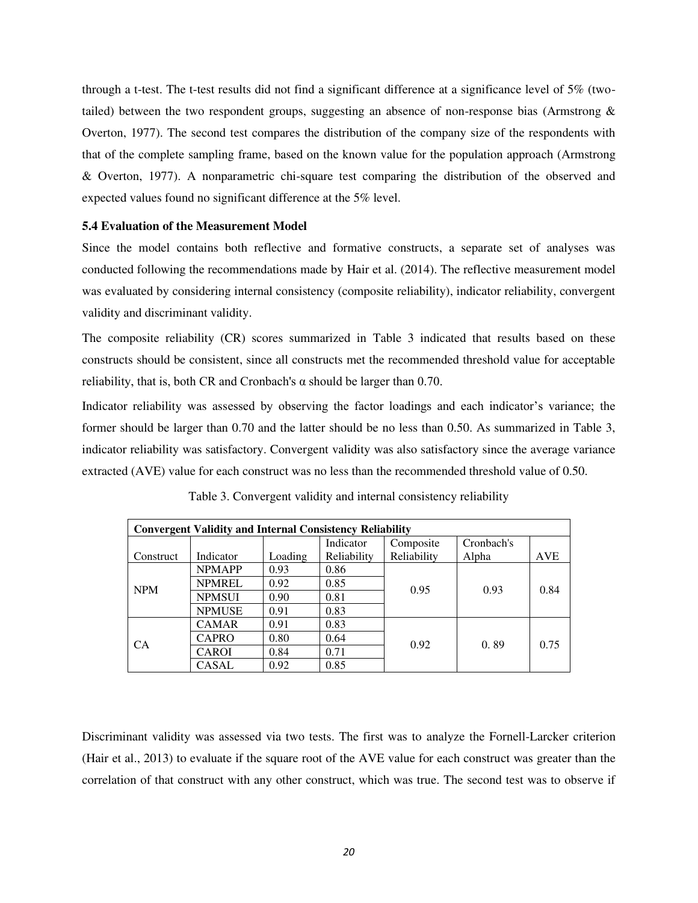through a t-test. The t-test results did not find a significant difference at a significance level of 5% (two-tailed) between the two respondent groups, suggesting an absence of non-response bias (Armstrong & Overton, 1977). The second test compares the distribution of the company size of the respondents with that of the complete sampling frame, based on the known value for the population approach (Armstrong & Overton, 1977). A nonparametric chi-square test comparing the distribution of the observed and expected values found no significant difference at the 5% level.

### 5.4 Evaluation of the Measurement Model

Since the model contains both reflective and formative constructs, a separate set of analyses was conducted following the recommendations made by Hair et al. (2014). The reflective measurement model was evaluated by considering internal consistency (composite reliability), indicator reliability, convergent validity and discriminant validity.

The composite reliability (CR) scores summarized in Table 3 indicated that results based on these constructs should be consistent, since all constructs met the recommended threshold value for acceptable reliability, that is, both CR and Cronbach's α should be larger than 0.70.

Indicator reliability was assessed by observing the factor loadings and each indicator's variance; the former should be larger than 0.70 and the latter should be no less than 0.50. As summarized in Table 3, indicator reliability was satisfactory. Convergent validity was also satisfactory since the average variance extracted (AVE) value for each construct was no less than the recommended threshold value of 0.50.

Table 3. Convergent validity and internal consistency reliability

| **Convergent Validity and Internal Consistency Reliability** | | | | | | |
|---|---|---|---|---|---|---|
| Construct | Indicator | Loading | Indicator Reliability | Composite Reliability | Cronbach's Alpha | AVE |
| NPM | NPMAPP | 0.93 | 0.86 | 0.95 | 0.93 | 0.84 |
| | NPMREL | 0.92 | 0.85 | | | |
| | NPMSUI | 0.90 | 0.81 | | | |
| | NPMUSE | 0.91 | 0.83 | | | |
| CA | CAMAR | 0.91 | 0.83 | 0.92 | 0. 89 | 0.75 |
| | CAPRO | 0.80 | 0.64 | | | |
| | CAROI | 0.84 | 0.71 | | | |
| | CASAL | 0.92 | 0.85 | | | |

Discriminant validity was assessed via two tests. The first was to analyze the Fornell-Larcker criterion (Hair et al., 2013) to evaluate if the square root of the AVE value for each construct was greater than the correlation of that construct with any other construct, which was true. The second test was to observe if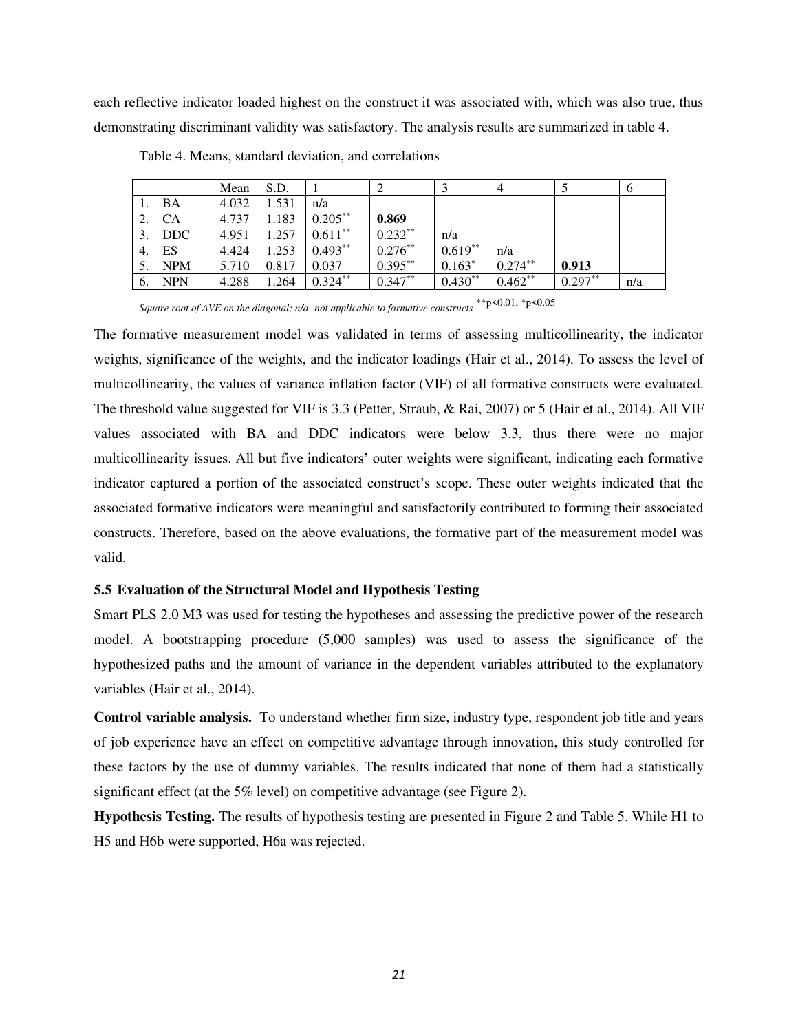each reflective indicator loaded highest on the construct it was associated with, which was also true, thus demonstrating discriminant validity was satisfactory. The analysis results are summarized in table 4.

Table 4. Means, standard deviation, and correlations

| | Mean | S.D. | 1 | 2 | 3 | 4 | 5 | 6 |
|---|---|---|---|---|---|---|---|---|
| 1. BA | 4.032 | 1.531 | n/a | | | | | |
| 2. CA | 4.737 | 1.183 | 0.205** | **0.869** | | | | |
| 3. DDC | 4.951 | 1.257 | 0.611** | 0.232** | n/a | | | |
| 4. ES | 4.424 | 1.253 | 0.493** | 0.276** | 0.619** | n/a | | |
| 5. NPM | 5.710 | 0.817 | 0.037 | 0.395** | 0.163* | 0.274** | **0.913** | |
| 6. NPN | 4.288 | 1.264 | 0.324** | 0.347** | 0.430** | 0.462** | 0.297** | n/a |

*Square root of AVE on the diagonal; n/a -not applicable to formative constructs* **p<0.01, *p<0.05

The formative measurement model was validated in terms of assessing multicollinearity, the indicator weights, significance of the weights, and the indicator loadings (Hair et al., 2014). To assess the level of multicollinearity, the values of variance inflation factor (VIF) of all formative constructs were evaluated. The threshold value suggested for VIF is 3.3 (Petter, Straub, & Rai, 2007) or 5 (Hair et al., 2014). All VIF values associated with BA and DDC indicators were below 3.3, thus there were no major multicollinearity issues. All but five indicators' outer weights were significant, indicating each formative indicator captured a portion of the associated construct's scope. These outer weights indicated that the associated formative indicators were meaningful and satisfactorily contributed to forming their associated constructs. Therefore, based on the above evaluations, the formative part of the measurement model was valid.

### 5.5 Evaluation of the Structural Model and Hypothesis Testing

Smart PLS 2.0 M3 was used for testing the hypotheses and assessing the predictive power of the research model. A bootstrapping procedure (5,000 samples) was used to assess the significance of the hypothesized paths and the amount of variance in the dependent variables attributed to the explanatory variables (Hair et al., 2014).

**Control variable analysis.** To understand whether firm size, industry type, respondent job title and years of job experience have an effect on competitive advantage through innovation, this study controlled for these factors by the use of dummy variables. The results indicated that none of them had a statistically significant effect (at the 5% level) on competitive advantage (see Figure 2).

**Hypothesis Testing.** The results of hypothesis testing are presented in Figure 2 and Table 5. While H1 to H5 and H6b were supported, H6a was rejected.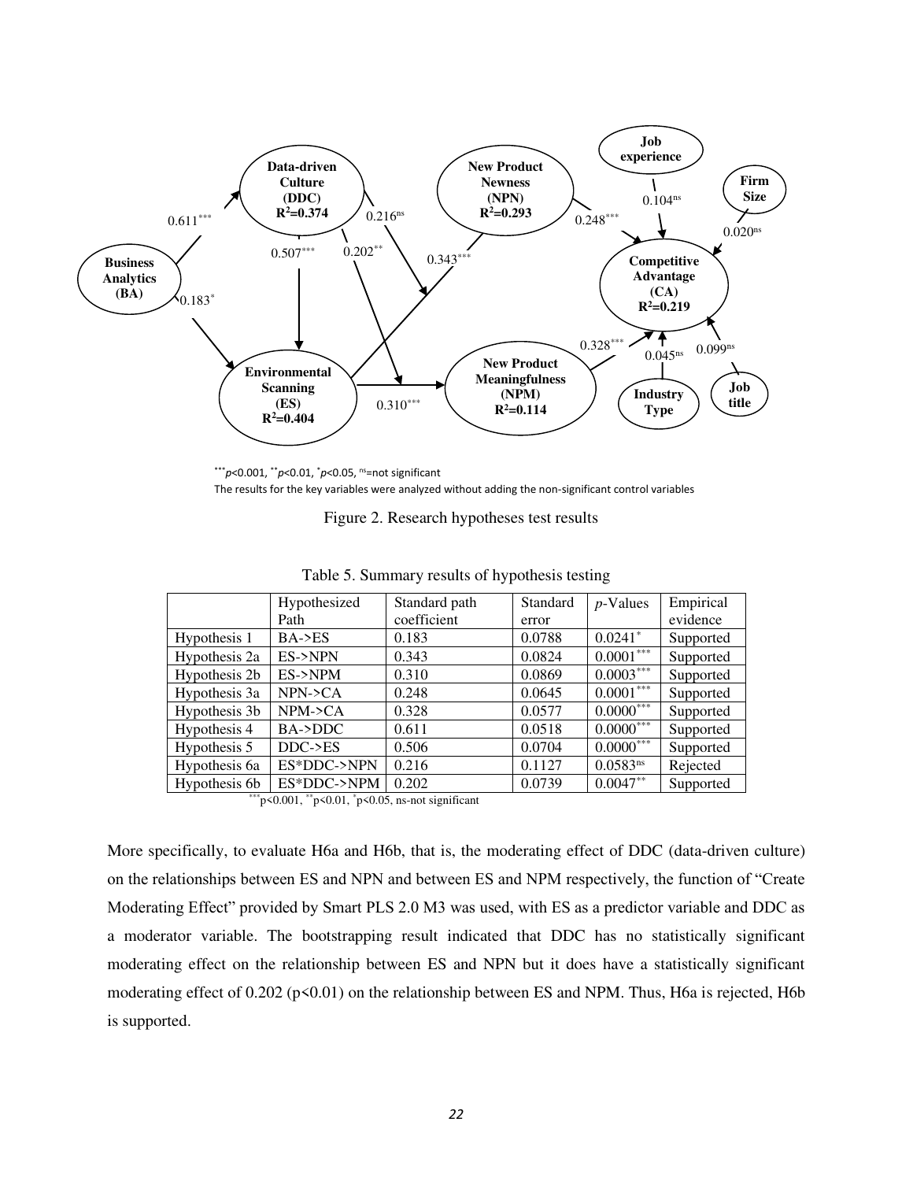***p<0.001, **p<0.01, *p<0.05, ns=not significant

The results for the key variables were analyzed without adding the non-significant control variables

Figure 2. Research hypotheses test results

Table 5. Summary results of hypothesis testing

| | Hypothesized Path | Standard path coefficient | Standard error | *p*-Values | Empirical evidence |
|---|---|---|---|---|---|
| Hypothesis 1 | BA->ES | 0.183 | 0.0788 | 0.0241* | Supported |
| Hypothesis 2a | ES->NPN | 0.343 | 0.0824 | 0.0001*** | Supported |
| Hypothesis 2b | ES->NPM | 0.310 | 0.0869 | 0.0003*** | Supported |
| Hypothesis 3a | NPN->CA | 0.248 | 0.0645 | 0.0001*** | Supported |
| Hypothesis 3b | NPM->CA | 0.328 | 0.0577 | 0.0000*** | Supported |
| Hypothesis 4 | BA->DDC | 0.611 | 0.0518 | 0.0000*** | Supported |
| Hypothesis 5 | DDC->ES | 0.506 | 0.0704 | 0.0000*** | Supported |
| Hypothesis 6a | ES*DDC->NPN | 0.216 | 0.1127 | 0.0583ns | Rejected |
| Hypothesis 6b | ES*DDC->NPM | 0.202 | 0.0739 | 0.0047** | Supported |

***p<0.001, **p<0.01, *p<0.05, ns-not significant

More specifically, to evaluate H6a and H6b, that is, the moderating effect of DDC (data-driven culture) on the relationships between ES and NPN and between ES and NPM respectively, the function of "Create Moderating Effect" provided by Smart PLS 2.0 M3 was used, with ES as a predictor variable and DDC as a moderator variable. The bootstrapping result indicated that DDC has no statistically significant moderating effect on the relationship between ES and NPN but it does have a statistically significant moderating effect of 0.202 ($p<0.01$) on the relationship between ES and NPM. Thus, H6a is rejected, H6b is supported.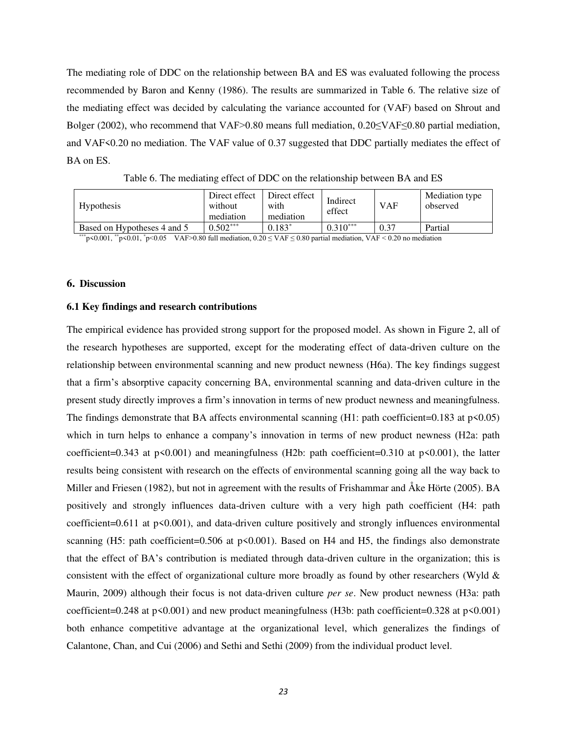The mediating role of DDC on the relationship between BA and ES was evaluated following the process recommended by Baron and Kenny (1986). The results are summarized in Table 6. The relative size of the mediating effect was decided by calculating the variance accounted for (VAF) based on Shrout and Bolger (2002), who recommend that VAF>0.80 means full mediation, 0.20≤VAF≤0.80 partial mediation, and VAF<0.20 no mediation. The VAF value of 0.37 suggested that DDC partially mediates the effect of BA on ES.

Table 6. The mediating effect of DDC on the relationship between BA and ES

| Hypothesis | Direct effect without mediation | Direct effect with mediation | Indirect effect | VAF | Mediation type observed |
|---|---|---|---|---|---|
| Based on Hypotheses 4 and 5 | $0.502^{***}$ | $0.183^{*}$ | $0.310^{***}$ | 0.37 | Partial |

$^{***}p<0.001$, $^{**}p<0.01$, $^{*}p<0.05$ VAF>0.80 full mediation, 0.20 ≤ VAF ≤ 0.80 partial mediation, VAF < 0.20 no mediation

## 6. Discussion

### 6.1 Key findings and research contributions

The empirical evidence has provided strong support for the proposed model. As shown in Figure 2, all of the research hypotheses are supported, except for the moderating effect of data-driven culture on the relationship between environmental scanning and new product newness (H6a). The key findings suggest that a firm's absorptive capacity concerning BA, environmental scanning and data-driven culture in the present study directly improves a firm's innovation in terms of new product newness and meaningfulness. The findings demonstrate that BA affects environmental scanning (H1: path coefficient=0.183 at p<0.05) which in turn helps to enhance a company's innovation in terms of new product newness (H2a: path coefficient=0.343 at p<0.001) and meaningfulness (H2b: path coefficient=0.310 at p<0.001), the latter results being consistent with research on the effects of environmental scanning going all the way back to Miller and Friesen (1982), but not in agreement with the results of Frishammar and Åke Hörte (2005). BA positively and strongly influences data-driven culture with a very high path coefficient (H4: path coefficient=0.611 at p<0.001), and data-driven culture positively and strongly influences environmental scanning (H5: path coefficient=0.506 at p<0.001). Based on H4 and H5, the findings also demonstrate that the effect of BA's contribution is mediated through data-driven culture in the organization; this is consistent with the effect of organizational culture more broadly as found by other researchers (Wyld & Maurin, 2009) although their focus is not data-driven culture *per se*. New product newness (H3a: path coefficient=0.248 at p<0.001) and new product meaningfulness (H3b: path coefficient=0.328 at p<0.001) both enhance competitive advantage at the organizational level, which generalizes the findings of Calantone, Chan, and Cui (2006) and Sethi and Sethi (2009) from the individual product level.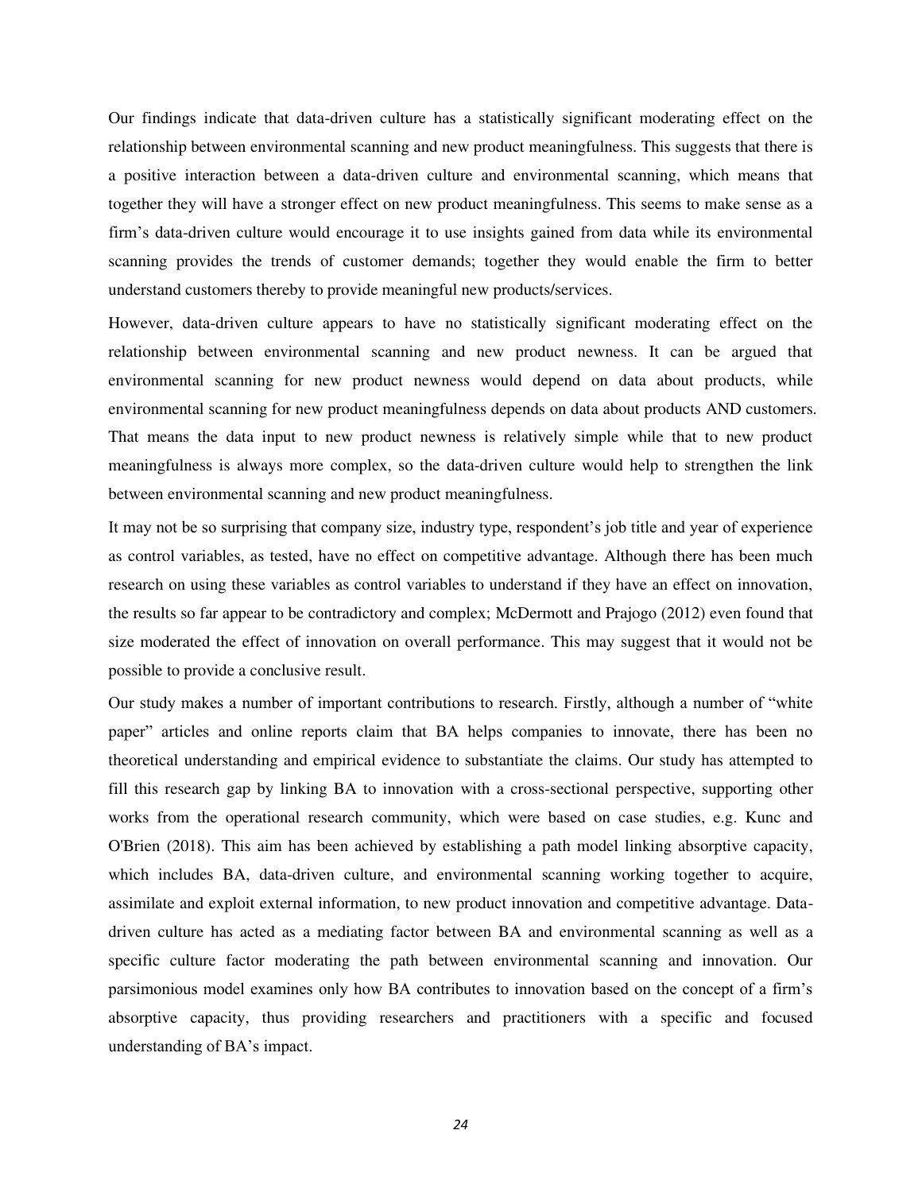Our findings indicate that data-driven culture has a statistically significant moderating effect on the relationship between environmental scanning and new product meaningfulness. This suggests that there is a positive interaction between a data-driven culture and environmental scanning, which means that together they will have a stronger effect on new product meaningfulness. This seems to make sense as a firm's data-driven culture would encourage it to use insights gained from data while its environmental scanning provides the trends of customer demands; together they would enable the firm to better understand customers thereby to provide meaningful new products/services.

However, data-driven culture appears to have no statistically significant moderating effect on the relationship between environmental scanning and new product newness. It can be argued that environmental scanning for new product newness would depend on data about products, while environmental scanning for new product meaningfulness depends on data about products AND customers. That means the data input to new product newness is relatively simple while that to new product meaningfulness is always more complex, so the data-driven culture would help to strengthen the link between environmental scanning and new product meaningfulness.

It may not be so surprising that company size, industry type, respondent's job title and year of experience as control variables, as tested, have no effect on competitive advantage. Although there has been much research on using these variables as control variables to understand if they have an effect on innovation, the results so far appear to be contradictory and complex; McDermott and Prajogo (2012) even found that size moderated the effect of innovation on overall performance. This may suggest that it would not be possible to provide a conclusive result.

Our study makes a number of important contributions to research. Firstly, although a number of "white paper" articles and online reports claim that BA helps companies to innovate, there has been no theoretical understanding and empirical evidence to substantiate the claims. Our study has attempted to fill this research gap by linking BA to innovation with a cross-sectional perspective, supporting other works from the operational research community, which were based on case studies, e.g. Kunc and O'Brien (2018). This aim has been achieved by establishing a path model linking absorptive capacity, which includes BA, data-driven culture, and environmental scanning working together to acquire, assimilate and exploit external information, to new product innovation and competitive advantage. Data-driven culture has acted as a mediating factor between BA and environmental scanning as well as a specific culture factor moderating the path between environmental scanning and innovation. Our parsimonious model examines only how BA contributes to innovation based on the concept of a firm's absorptive capacity, thus providing researchers and practitioners with a specific and focused understanding of BA's impact.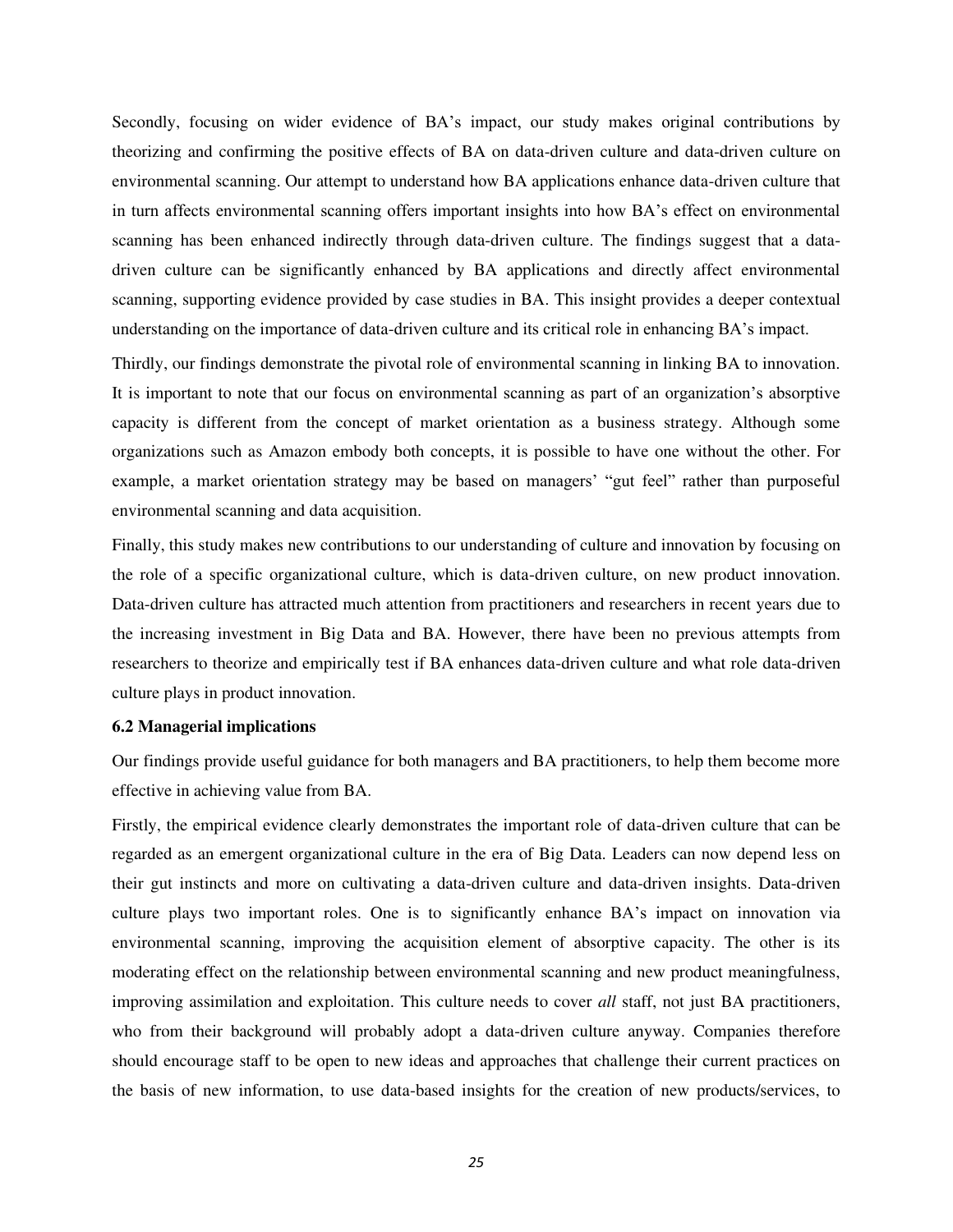Secondly, focusing on wider evidence of BA's impact, our study makes original contributions by theorizing and confirming the positive effects of BA on data-driven culture and data-driven culture on environmental scanning. Our attempt to understand how BA applications enhance data-driven culture that in turn affects environmental scanning offers important insights into how BA's effect on environmental scanning has been enhanced indirectly through data-driven culture. The findings suggest that a data-driven culture can be significantly enhanced by BA applications and directly affect environmental scanning, supporting evidence provided by case studies in BA. This insight provides a deeper contextual understanding on the importance of data-driven culture and its critical role in enhancing BA's impact.

Thirdly, our findings demonstrate the pivotal role of environmental scanning in linking BA to innovation. It is important to note that our focus on environmental scanning as part of an organization's absorptive capacity is different from the concept of market orientation as a business strategy. Although some organizations such as Amazon embody both concepts, it is possible to have one without the other. For example, a market orientation strategy may be based on managers' "gut feel" rather than purposeful environmental scanning and data acquisition.

Finally, this study makes new contributions to our understanding of culture and innovation by focusing on the role of a specific organizational culture, which is data-driven culture, on new product innovation. Data-driven culture has attracted much attention from practitioners and researchers in recent years due to the increasing investment in Big Data and BA. However, there have been no previous attempts from researchers to theorize and empirically test if BA enhances data-driven culture and what role data-driven culture plays in product innovation.

### 6.2 Managerial implications

Our findings provide useful guidance for both managers and BA practitioners, to help them become more effective in achieving value from BA.

Firstly, the empirical evidence clearly demonstrates the important role of data-driven culture that can be regarded as an emergent organizational culture in the era of Big Data. Leaders can now depend less on their gut instincts and more on cultivating a data-driven culture and data-driven insights. Data-driven culture plays two important roles. One is to significantly enhance BA's impact on innovation via environmental scanning, improving the acquisition element of absorptive capacity. The other is its moderating effect on the relationship between environmental scanning and new product meaningfulness, improving assimilation and exploitation. This culture needs to cover *all* staff, not just BA practitioners, who from their background will probably adopt a data-driven culture anyway. Companies therefore should encourage staff to be open to new ideas and approaches that challenge their current practices on the basis of new information, to use data-based insights for the creation of new products/services, to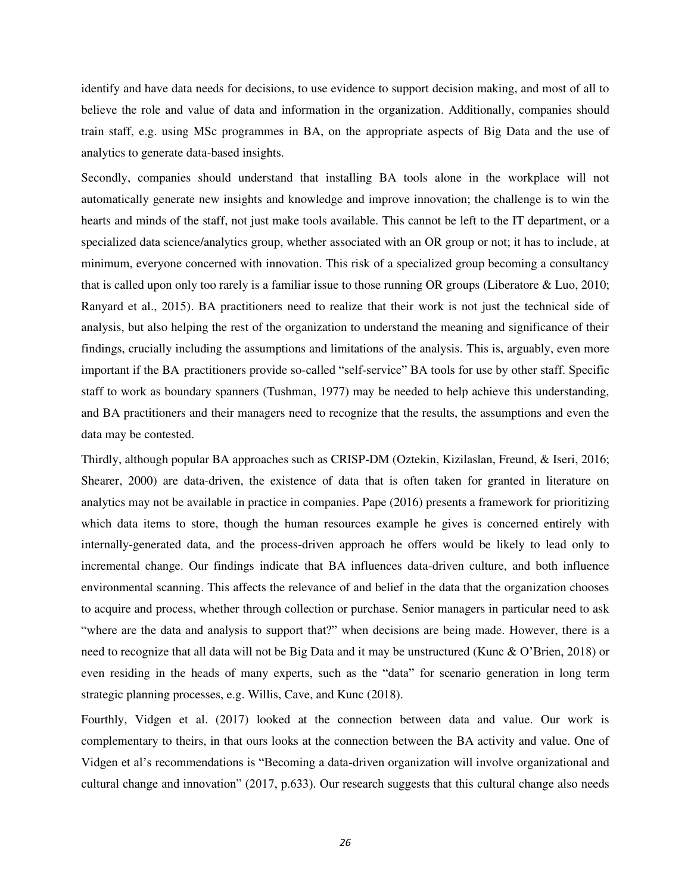identify and have data needs for decisions, to use evidence to support decision making, and most of all to believe the role and value of data and information in the organization. Additionally, companies should train staff, e.g. using MSc programmes in BA, on the appropriate aspects of Big Data and the use of analytics to generate data-based insights.

Secondly, companies should understand that installing BA tools alone in the workplace will not automatically generate new insights and knowledge and improve innovation; the challenge is to win the hearts and minds of the staff, not just make tools available. This cannot be left to the IT department, or a specialized data science/analytics group, whether associated with an OR group or not; it has to include, at minimum, everyone concerned with innovation. This risk of a specialized group becoming a consultancy that is called upon only too rarely is a familiar issue to those running OR groups (Liberatore & Luo, 2010; Ranyard et al., 2015). BA practitioners need to realize that their work is not just the technical side of analysis, but also helping the rest of the organization to understand the meaning and significance of their findings, crucially including the assumptions and limitations of the analysis. This is, arguably, even more important if the BA practitioners provide so-called "self-service" BA tools for use by other staff. Specific staff to work as boundary spanners (Tushman, 1977) may be needed to help achieve this understanding, and BA practitioners and their managers need to recognize that the results, the assumptions and even the data may be contested.

Thirdly, although popular BA approaches such as CRISP-DM (Oztekin, Kizilaslan, Freund, & Iseri, 2016; Shearer, 2000) are data-driven, the existence of data that is often taken for granted in literature on analytics may not be available in practice in companies. Pape (2016) presents a framework for prioritizing which data items to store, though the human resources example he gives is concerned entirely with internally-generated data, and the process-driven approach he offers would be likely to lead only to incremental change. Our findings indicate that BA influences data-driven culture, and both influence environmental scanning. This affects the relevance of and belief in the data that the organization chooses to acquire and process, whether through collection or purchase. Senior managers in particular need to ask "where are the data and analysis to support that?" when decisions are being made. However, there is a need to recognize that all data will not be Big Data and it may be unstructured (Kunc & O'Brien, 2018) or even residing in the heads of many experts, such as the "data" for scenario generation in long term strategic planning processes, e.g. Willis, Cave, and Kunc (2018).

Fourthly, Vidgen et al. (2017) looked at the connection between data and value. Our work is complementary to theirs, in that ours looks at the connection between the BA activity and value. One of Vidgen et al's recommendations is "Becoming a data-driven organization will involve organizational and cultural change and innovation" (2017, p.633). Our research suggests that this cultural change also needs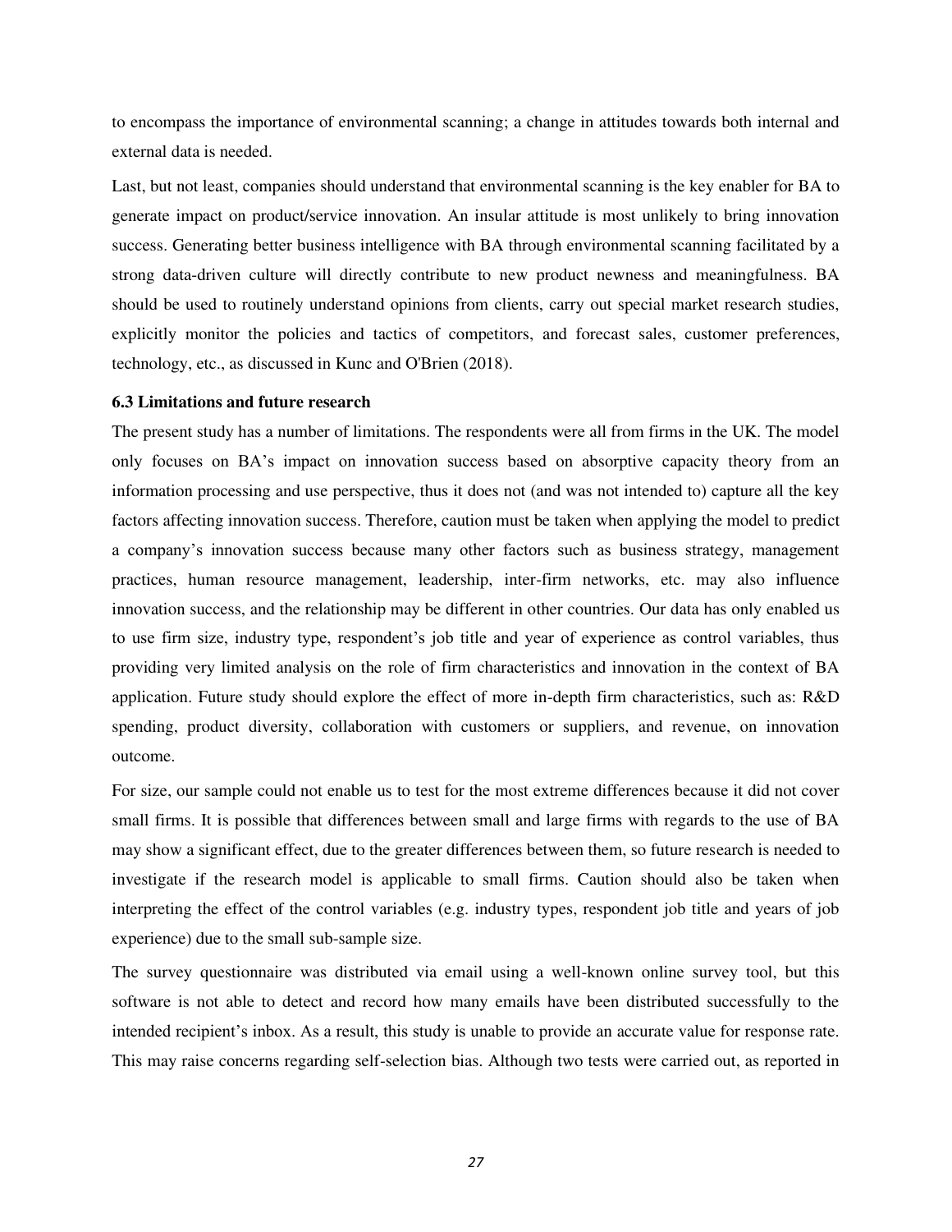to encompass the importance of environmental scanning; a change in attitudes towards both internal and external data is needed.

Last, but not least, companies should understand that environmental scanning is the key enabler for BA to generate impact on product/service innovation. An insular attitude is most unlikely to bring innovation success. Generating better business intelligence with BA through environmental scanning facilitated by a strong data-driven culture will directly contribute to new product newness and meaningfulness. BA should be used to routinely understand opinions from clients, carry out special market research studies, explicitly monitor the policies and tactics of competitors, and forecast sales, customer preferences, technology, etc., as discussed in Kunc and O'Brien (2018).

### 6.3 Limitations and future research

The present study has a number of limitations. The respondents were all from firms in the UK. The model only focuses on BA's impact on innovation success based on absorptive capacity theory from an information processing and use perspective, thus it does not (and was not intended to) capture all the key factors affecting innovation success. Therefore, caution must be taken when applying the model to predict a company's innovation success because many other factors such as business strategy, management practices, human resource management, leadership, inter-firm networks, etc. may also influence innovation success, and the relationship may be different in other countries. Our data has only enabled us to use firm size, industry type, respondent's job title and year of experience as control variables, thus providing very limited analysis on the role of firm characteristics and innovation in the context of BA application. Future study should explore the effect of more in-depth firm characteristics, such as: R&D spending, product diversity, collaboration with customers or suppliers, and revenue, on innovation outcome.

For size, our sample could not enable us to test for the most extreme differences because it did not cover small firms. It is possible that differences between small and large firms with regards to the use of BA may show a significant effect, due to the greater differences between them, so future research is needed to investigate if the research model is applicable to small firms. Caution should also be taken when interpreting the effect of the control variables (e.g. industry types, respondent job title and years of job experience) due to the small sub-sample size.

The survey questionnaire was distributed via email using a well-known online survey tool, but this software is not able to detect and record how many emails have been distributed successfully to the intended recipient's inbox. As a result, this study is unable to provide an accurate value for response rate. This may raise concerns regarding self-selection bias. Although two tests were carried out, as reported in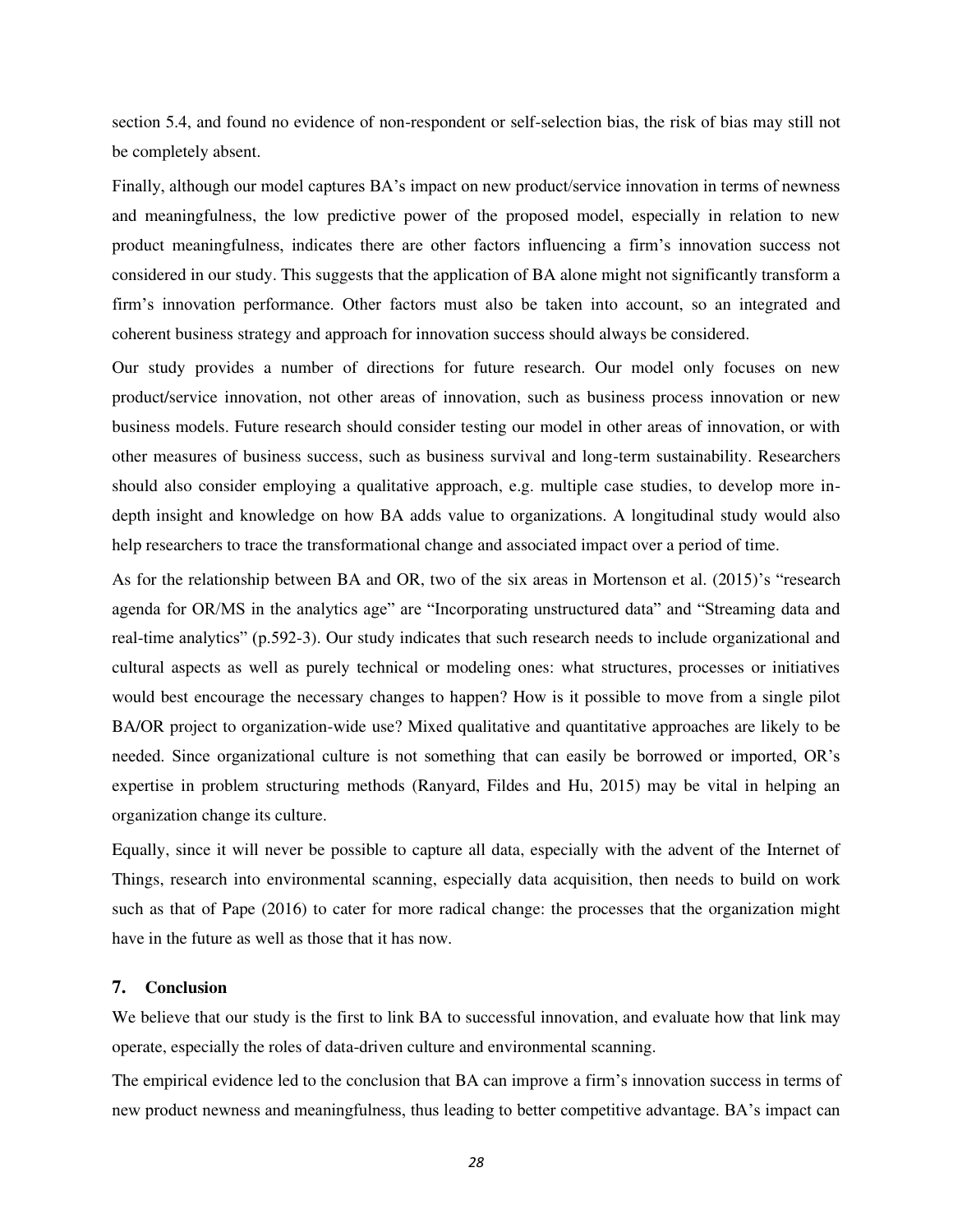section 5.4, and found no evidence of non-respondent or self-selection bias, the risk of bias may still not be completely absent.

Finally, although our model captures BA's impact on new product/service innovation in terms of newness and meaningfulness, the low predictive power of the proposed model, especially in relation to new product meaningfulness, indicates there are other factors influencing a firm's innovation success not considered in our study. This suggests that the application of BA alone might not significantly transform a firm's innovation performance. Other factors must also be taken into account, so an integrated and coherent business strategy and approach for innovation success should always be considered.

Our study provides a number of directions for future research. Our model only focuses on new product/service innovation, not other areas of innovation, such as business process innovation or new business models. Future research should consider testing our model in other areas of innovation, or with other measures of business success, such as business survival and long-term sustainability. Researchers should also consider employing a qualitative approach, e.g. multiple case studies, to develop more in-depth insight and knowledge on how BA adds value to organizations. A longitudinal study would also help researchers to trace the transformational change and associated impact over a period of time.

As for the relationship between BA and OR, two of the six areas in Mortenson et al. (2015)'s "research agenda for OR/MS in the analytics age" are "Incorporating unstructured data" and "Streaming data and real-time analytics" (p.592-3). Our study indicates that such research needs to include organizational and cultural aspects as well as purely technical or modeling ones: what structures, processes or initiatives would best encourage the necessary changes to happen? How is it possible to move from a single pilot BA/OR project to organization-wide use? Mixed qualitative and quantitative approaches are likely to be needed. Since organizational culture is not something that can easily be borrowed or imported, OR's expertise in problem structuring methods (Ranyard, Fildes and Hu, 2015) may be vital in helping an organization change its culture.

Equally, since it will never be possible to capture all data, especially with the advent of the Internet of Things, research into environmental scanning, especially data acquisition, then needs to build on work such as that of Pape (2016) to cater for more radical change: the processes that the organization might have in the future as well as those that it has now.

## 7. Conclusion

We believe that our study is the first to link BA to successful innovation, and evaluate how that link may operate, especially the roles of data-driven culture and environmental scanning.

The empirical evidence led to the conclusion that BA can improve a firm's innovation success in terms of new product newness and meaningfulness, thus leading to better competitive advantage. BA's impact can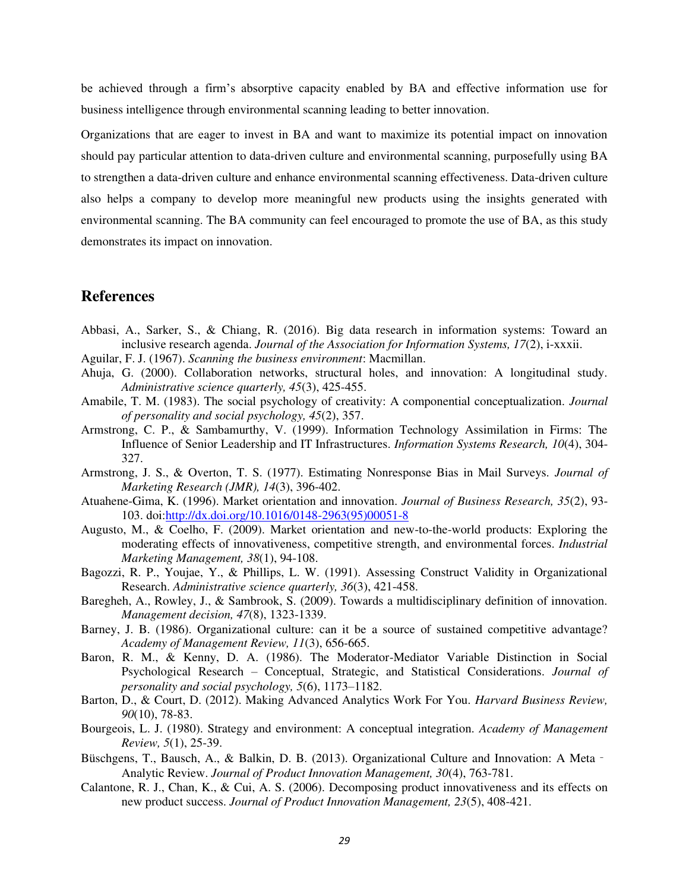be achieved through a firm's absorptive capacity enabled by BA and effective information use for business intelligence through environmental scanning leading to better innovation.

Organizations that are eager to invest in BA and want to maximize its potential impact on innovation should pay particular attention to data-driven culture and environmental scanning, purposefully using BA to strengthen a data-driven culture and enhance environmental scanning effectiveness. Data-driven culture also helps a company to develop more meaningful new products using the insights generated with environmental scanning. The BA community can feel encouraged to promote the use of BA, as this study demonstrates its impact on innovation.

## References

Abbasi, A., Sarker, S., & Chiang, R. (2016). Big data research in information systems: Toward an inclusive research agenda. *Journal of the Association for Information Systems, 17*(2), i-xxxii.

Aguilar, F. J. (1967). *Scanning the business environment*: Macmillan.

Ahuja, G. (2000). Collaboration networks, structural holes, and innovation: A longitudinal study. *Administrative science quarterly, 45*(3), 425-455.

Amabile, T. M. (1983). The social psychology of creativity: A componential conceptualization. *Journal of personality and social psychology, 45*(2), 357.

Armstrong, C. P., & Sambamurthy, V. (1999). Information Technology Assimilation in Firms: The Influence of Senior Leadership and IT Infrastructures. *Information Systems Research, 10*(4), 304-327.

Armstrong, J. S., & Overton, T. S. (1977). Estimating Nonresponse Bias in Mail Surveys. *Journal of Marketing Research (JMR), 14*(3), 396-402.

Atuahene-Gima, K. (1996). Market orientation and innovation. *Journal of Business Research, 35*(2), 93-103. doi:http://dx.doi.org/10.1016/0148-2963(95)00051-8

Augusto, M., & Coelho, F. (2009). Market orientation and new-to-the-world products: Exploring the moderating effects of innovativeness, competitive strength, and environmental forces. *Industrial Marketing Management, 38*(1), 94-108.

Bagozzi, R. P., Youjae, Y., & Phillips, L. W. (1991). Assessing Construct Validity in Organizational Research. *Administrative science quarterly, 36*(3), 421-458.

Baregheh, A., Rowley, J., & Sambrook, S. (2009). Towards a multidisciplinary definition of innovation. *Management decision, 47*(8), 1323-1339.

Barney, J. B. (1986). Organizational culture: can it be a source of sustained competitive advantage? *Academy of Management Review, 11*(3), 656-665.

Baron, R. M., & Kenny, D. A. (1986). The Moderator-Mediator Variable Distinction in Social Psychological Research – Conceptual, Strategic, and Statistical Considerations. *Journal of personality and social psychology, 5*(6), 1173–1182.

Barton, D., & Court, D. (2012). Making Advanced Analytics Work For You. *Harvard Business Review, 90*(10), 78-83.

Bourgeois, L. J. (1980). Strategy and environment: A conceptual integration. *Academy of Management Review, 5*(1), 25-39.

Büschgens, T., Bausch, A., & Balkin, D. B. (2013). Organizational Culture and Innovation: A Meta‐Analytic Review. *Journal of Product Innovation Management, 30*(4), 763-781.

Calantone, R. J., Chan, K., & Cui, A. S. (2006). Decomposing product innovativeness and its effects on new product success. *Journal of Product Innovation Management, 23*(5), 408-421.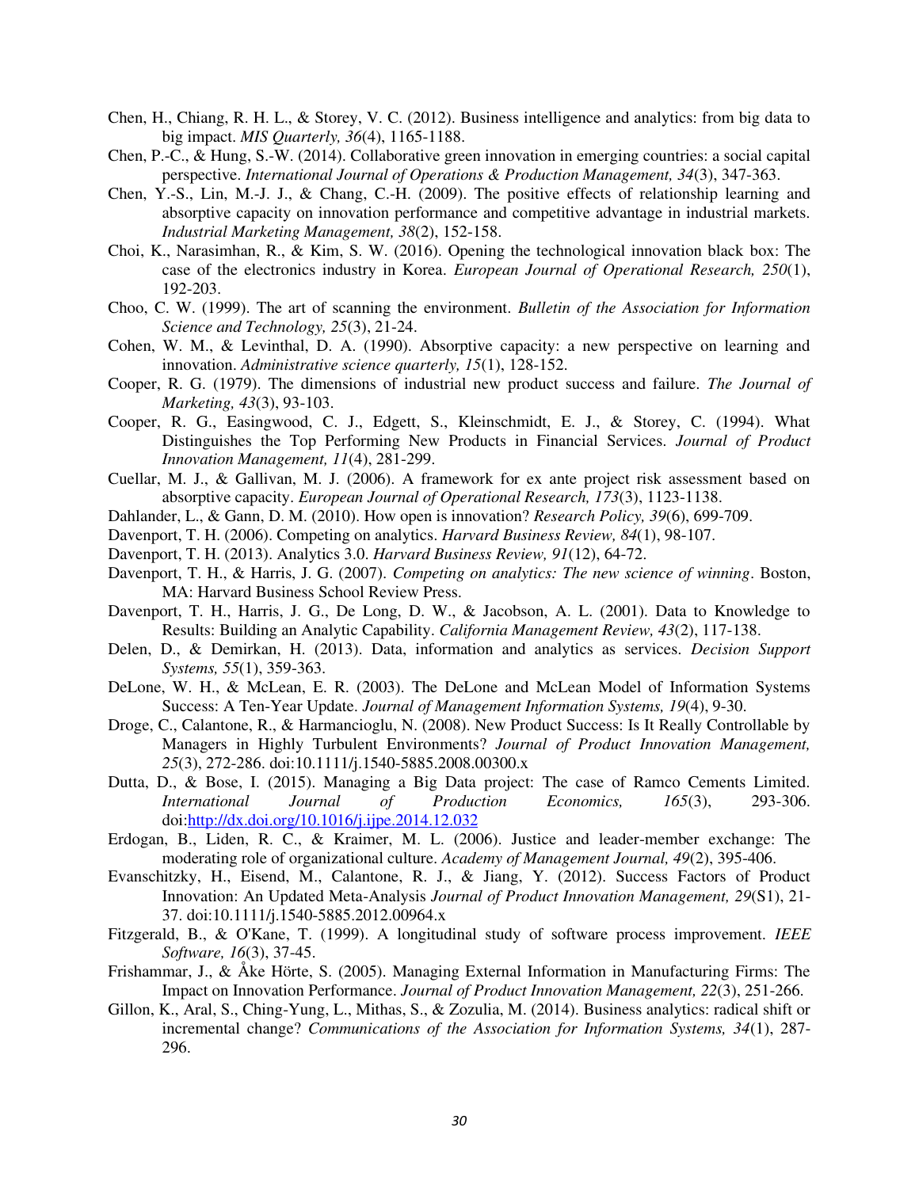Chen, H., Chiang, R. H. L., & Storey, V. C. (2012). Business intelligence and analytics: from big data to big impact. *MIS Quarterly, 36*(4), 1165-1188.

Chen, P.-C., & Hung, S.-W. (2014). Collaborative green innovation in emerging countries: a social capital perspective. *International Journal of Operations & Production Management, 34*(3), 347-363.

Chen, Y.-S., Lin, M.-J. J., & Chang, C.-H. (2009). The positive effects of relationship learning and absorptive capacity on innovation performance and competitive advantage in industrial markets. *Industrial Marketing Management, 38*(2), 152-158.

Choi, K., Narasimhan, R., & Kim, S. W. (2016). Opening the technological innovation black box: The case of the electronics industry in Korea. *European Journal of Operational Research, 250*(1), 192-203.

Choo, C. W. (1999). The art of scanning the environment. *Bulletin of the Association for Information Science and Technology, 25*(3), 21-24.

Cohen, W. M., & Levinthal, D. A. (1990). Absorptive capacity: a new perspective on learning and innovation. *Administrative science quarterly, 15*(1), 128-152.

Cooper, R. G. (1979). The dimensions of industrial new product success and failure. *The Journal of Marketing, 43*(3), 93-103.

Cooper, R. G., Easingwood, C. J., Edgett, S., Kleinschmidt, E. J., & Storey, C. (1994). What Distinguishes the Top Performing New Products in Financial Services. *Journal of Product Innovation Management, 11*(4), 281-299.

Cuellar, M. J., & Gallivan, M. J. (2006). A framework for ex ante project risk assessment based on absorptive capacity. *European Journal of Operational Research, 173*(3), 1123-1138.

Dahlander, L., & Gann, D. M. (2010). How open is innovation? *Research Policy, 39*(6), 699-709.

Davenport, T. H. (2006). Competing on analytics. *Harvard Business Review, 84*(1), 98-107.

Davenport, T. H. (2013). Analytics 3.0. *Harvard Business Review, 91*(12), 64-72.

Davenport, T. H., & Harris, J. G. (2007). *Competing on analytics: The new science of winning*. Boston, MA: Harvard Business School Review Press.

Davenport, T. H., Harris, J. G., De Long, D. W., & Jacobson, A. L. (2001). Data to Knowledge to Results: Building an Analytic Capability. *California Management Review, 43*(2), 117-138.

Delen, D., & Demirkan, H. (2013). Data, information and analytics as services. *Decision Support Systems, 55*(1), 359-363.

DeLone, W. H., & McLean, E. R. (2003). The DeLone and McLean Model of Information Systems Success: A Ten-Year Update. *Journal of Management Information Systems, 19*(4), 9-30.

Droge, C., Calantone, R., & Harmancioglu, N. (2008). New Product Success: Is It Really Controllable by Managers in Highly Turbulent Environments? *Journal of Product Innovation Management, 25*(3), 272-286. doi:10.1111/j.1540-5885.2008.00300.x

Dutta, D., & Bose, I. (2015). Managing a Big Data project: The case of Ramco Cements Limited. *International Journal of Production Economics, 165*(3), 293-306. doi:http://dx.doi.org/10.1016/j.ijpe.2014.12.032

Erdogan, B., Liden, R. C., & Kraimer, M. L. (2006). Justice and leader-member exchange: The moderating role of organizational culture. *Academy of Management Journal, 49*(2), 395-406.

Evanschitzky, H., Eisend, M., Calantone, R. J., & Jiang, Y. (2012). Success Factors of Product Innovation: An Updated Meta-Analysis *Journal of Product Innovation Management, 29*(S1), 21-37. doi:10.1111/j.1540-5885.2012.00964.x

Fitzgerald, B., & O'Kane, T. (1999). A longitudinal study of software process improvement. *IEEE Software, 16*(3), 37-45.

Frishammar, J., & Åke Hörte, S. (2005). Managing External Information in Manufacturing Firms: The Impact on Innovation Performance. *Journal of Product Innovation Management, 22*(3), 251-266.

Gillon, K., Aral, S., Ching-Yung, L., Mithas, S., & Zozulia, M. (2014). Business analytics: radical shift or incremental change? *Communications of the Association for Information Systems, 34*(1), 287-296.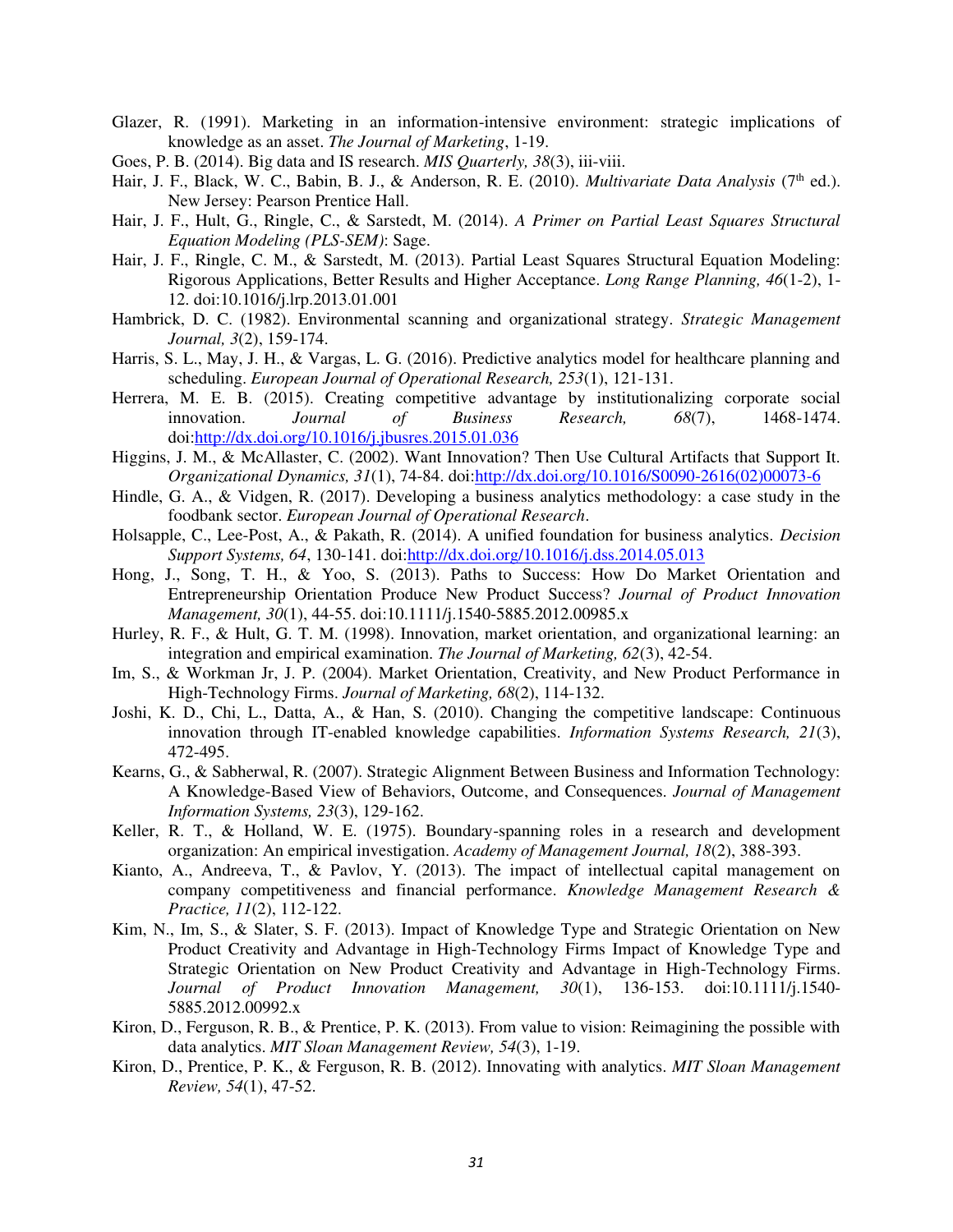Glazer, R. (1991). Marketing in an information-intensive environment: strategic implications of knowledge as an asset. *The Journal of Marketing*, 1-19.

Goes, P. B. (2014). Big data and IS research. *MIS Quarterly, 38*(3), iii-viii.

Hair, J. F., Black, W. C., Babin, B. J., & Anderson, R. E. (2010). *Multivariate Data Analysis* (7th ed.). New Jersey: Pearson Prentice Hall.

Hair, J. F., Hult, G., Ringle, C., & Sarstedt, M. (2014). *A Primer on Partial Least Squares Structural Equation Modeling (PLS-SEM)*: Sage.

Hair, J. F., Ringle, C. M., & Sarstedt, M. (2013). Partial Least Squares Structural Equation Modeling: Rigorous Applications, Better Results and Higher Acceptance. *Long Range Planning, 46*(1-2), 1-12. doi:10.1016/j.lrp.2013.01.001

Hambrick, D. C. (1982). Environmental scanning and organizational strategy. *Strategic Management Journal, 3*(2), 159-174.

Harris, S. L., May, J. H., & Vargas, L. G. (2016). Predictive analytics model for healthcare planning and scheduling. *European Journal of Operational Research, 253*(1), 121-131.

Herrera, M. E. B. (2015). Creating competitive advantage by institutionalizing corporate social innovation. *Journal of Business Research, 68*(7), 1468-1474. doi:http://dx.doi.org/10.1016/j.jbusres.2015.01.036

Higgins, J. M., & McAllaster, C. (2002). Want Innovation? Then Use Cultural Artifacts that Support It. *Organizational Dynamics, 31*(1), 74-84. doi:http://dx.doi.org/10.1016/S0090-2616(02)00073-6

Hindle, G. A., & Vidgen, R. (2017). Developing a business analytics methodology: a case study in the foodbank sector. *European Journal of Operational Research*.

Holsapple, C., Lee-Post, A., & Pakath, R. (2014). A unified foundation for business analytics. *Decision Support Systems, 64*, 130-141. doi:http://dx.doi.org/10.1016/j.dss.2014.05.013

Hong, J., Song, T. H., & Yoo, S. (2013). Paths to Success: How Do Market Orientation and Entrepreneurship Orientation Produce New Product Success? *Journal of Product Innovation Management, 30*(1), 44-55. doi:10.1111/j.1540-5885.2012.00985.x

Hurley, R. F., & Hult, G. T. M. (1998). Innovation, market orientation, and organizational learning: an integration and empirical examination. *The Journal of Marketing, 62*(3), 42-54.

Im, S., & Workman Jr, J. P. (2004). Market Orientation, Creativity, and New Product Performance in High-Technology Firms. *Journal of Marketing, 68*(2), 114-132.

Joshi, K. D., Chi, L., Datta, A., & Han, S. (2010). Changing the competitive landscape: Continuous innovation through IT-enabled knowledge capabilities. *Information Systems Research, 21*(3), 472-495.

Kearns, G., & Sabherwal, R. (2007). Strategic Alignment Between Business and Information Technology: A Knowledge-Based View of Behaviors, Outcome, and Consequences. *Journal of Management Information Systems, 23*(3), 129-162.

Keller, R. T., & Holland, W. E. (1975). Boundary-spanning roles in a research and development organization: An empirical investigation. *Academy of Management Journal, 18*(2), 388-393.

Kianto, A., Andreeva, T., & Pavlov, Y. (2013). The impact of intellectual capital management on company competitiveness and financial performance. *Knowledge Management Research & Practice, 11*(2), 112-122.

Kim, N., Im, S., & Slater, S. F. (2013). Impact of Knowledge Type and Strategic Orientation on New Product Creativity and Advantage in High-Technology Firms Impact of Knowledge Type and Strategic Orientation on New Product Creativity and Advantage in High-Technology Firms. *Journal of Product Innovation Management, 30*(1), 136-153. doi:10.1111/j.1540-5885.2012.00992.x

Kiron, D., Ferguson, R. B., & Prentice, P. K. (2013). From value to vision: Reimagining the possible with data analytics. *MIT Sloan Management Review, 54*(3), 1-19.

Kiron, D., Prentice, P. K., & Ferguson, R. B. (2012). Innovating with analytics. *MIT Sloan Management Review, 54*(1), 47-52.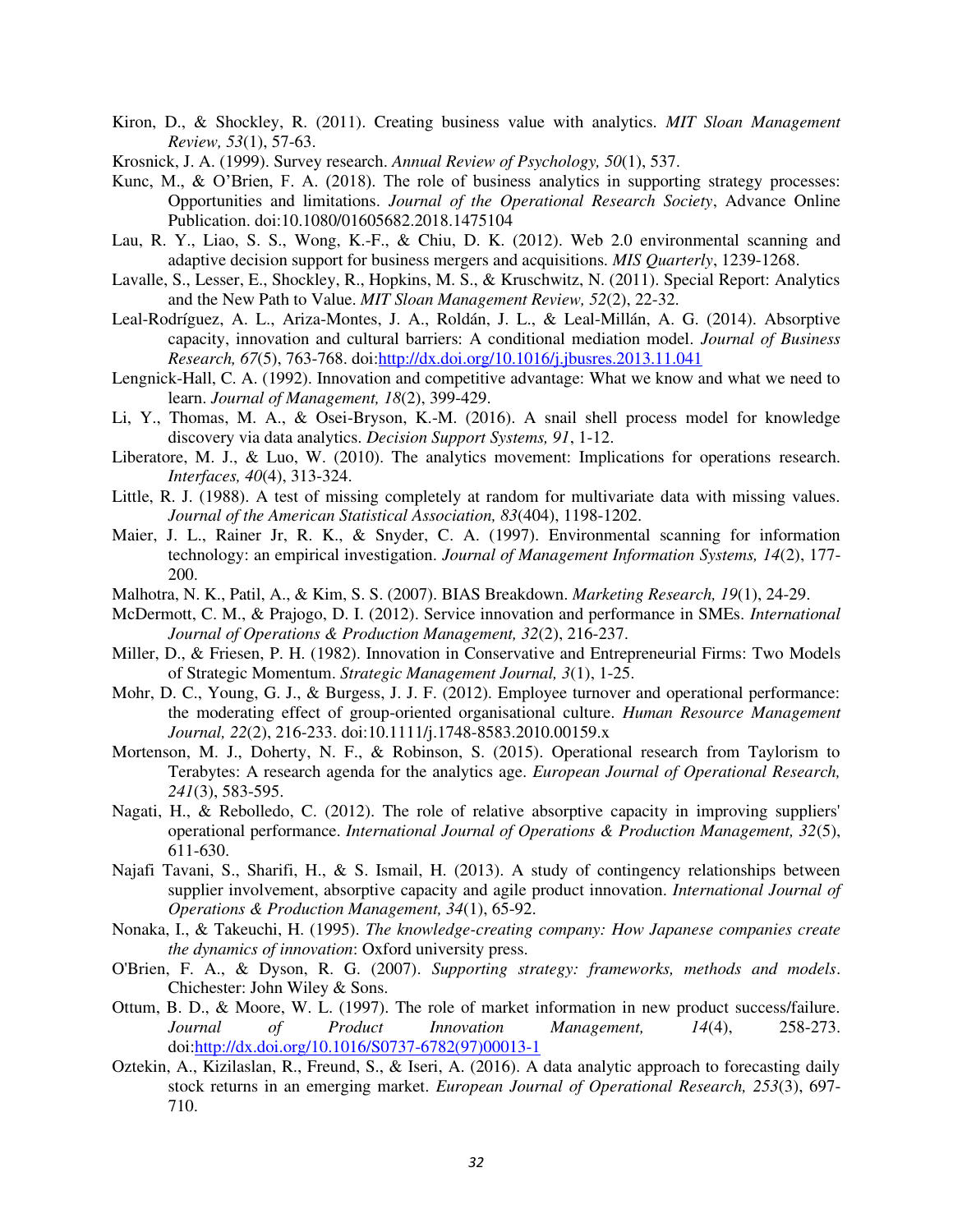Kiron, D., & Shockley, R. (2011). Creating business value with analytics. *MIT Sloan Management Review, 53*(1), 57-63.

Krosnick, J. A. (1999). Survey research. *Annual Review of Psychology, 50*(1), 537.

Kunc, M., & O'Brien, F. A. (2018). The role of business analytics in supporting strategy processes: Opportunities and limitations. *Journal of the Operational Research Society*, Advance Online Publication. doi:10.1080/01605682.2018.1475104

Lau, R. Y., Liao, S. S., Wong, K.-F., & Chiu, D. K. (2012). Web 2.0 environmental scanning and adaptive decision support for business mergers and acquisitions. *MIS Quarterly*, 1239-1268.

Lavalle, S., Lesser, E., Shockley, R., Hopkins, M. S., & Kruschwitz, N. (2011). Special Report: Analytics and the New Path to Value. *MIT Sloan Management Review, 52*(2), 22-32.

Leal-Rodríguez, A. L., Ariza-Montes, J. A., Roldán, J. L., & Leal-Millán, A. G. (2014). Absorptive capacity, innovation and cultural barriers: A conditional mediation model. *Journal of Business Research, 67*(5), 763-768. doi:http://dx.doi.org/10.1016/j.jbusres.2013.11.041

Lengnick-Hall, C. A. (1992). Innovation and competitive advantage: What we know and what we need to learn. *Journal of Management, 18*(2), 399-429.

Li, Y., Thomas, M. A., & Osei-Bryson, K.-M. (2016). A snail shell process model for knowledge discovery via data analytics. *Decision Support Systems, 91*, 1-12.

Liberatore, M. J., & Luo, W. (2010). The analytics movement: Implications for operations research. *Interfaces, 40*(4), 313-324.

Little, R. J. (1988). A test of missing completely at random for multivariate data with missing values. *Journal of the American Statistical Association, 83*(404), 1198-1202.

Maier, J. L., Rainer Jr, R. K., & Snyder, C. A. (1997). Environmental scanning for information technology: an empirical investigation. *Journal of Management Information Systems, 14*(2), 177-200.

Malhotra, N. K., Patil, A., & Kim, S. S. (2007). BIAS Breakdown. *Marketing Research, 19*(1), 24-29.

McDermott, C. M., & Prajogo, D. I. (2012). Service innovation and performance in SMEs. *International Journal of Operations & Production Management, 32*(2), 216-237.

Miller, D., & Friesen, P. H. (1982). Innovation in Conservative and Entrepreneurial Firms: Two Models of Strategic Momentum. *Strategic Management Journal, 3*(1), 1-25.

Mohr, D. C., Young, G. J., & Burgess, J. J. F. (2012). Employee turnover and operational performance: the moderating effect of group-oriented organisational culture. *Human Resource Management Journal, 22*(2), 216-233. doi:10.1111/j.1748-8583.2010.00159.x

Mortenson, M. J., Doherty, N. F., & Robinson, S. (2015). Operational research from Taylorism to Terabytes: A research agenda for the analytics age. *European Journal of Operational Research, 241*(3), 583-595.

Nagati, H., & Rebolledo, C. (2012). The role of relative absorptive capacity in improving suppliers' operational performance. *International Journal of Operations & Production Management, 32*(5), 611-630.

Najafi Tavani, S., Sharifi, H., & S. Ismail, H. (2013). A study of contingency relationships between supplier involvement, absorptive capacity and agile product innovation. *International Journal of Operations & Production Management, 34*(1), 65-92.

Nonaka, I., & Takeuchi, H. (1995). *The knowledge-creating company: How Japanese companies create the dynamics of innovation*: Oxford university press.

O'Brien, F. A., & Dyson, R. G. (2007). *Supporting strategy: frameworks, methods and models*. Chichester: John Wiley & Sons.

Ottum, B. D., & Moore, W. L. (1997). The role of market information in new product success/failure. *Journal of Product Innovation Management, 14*(4), 258-273. doi:http://dx.doi.org/10.1016/S0737-6782(97)00013-1

Oztekin, A., Kizilaslan, R., Freund, S., & Iseri, A. (2016). A data analytic approach to forecasting daily stock returns in an emerging market. *European Journal of Operational Research, 253*(3), 697-710.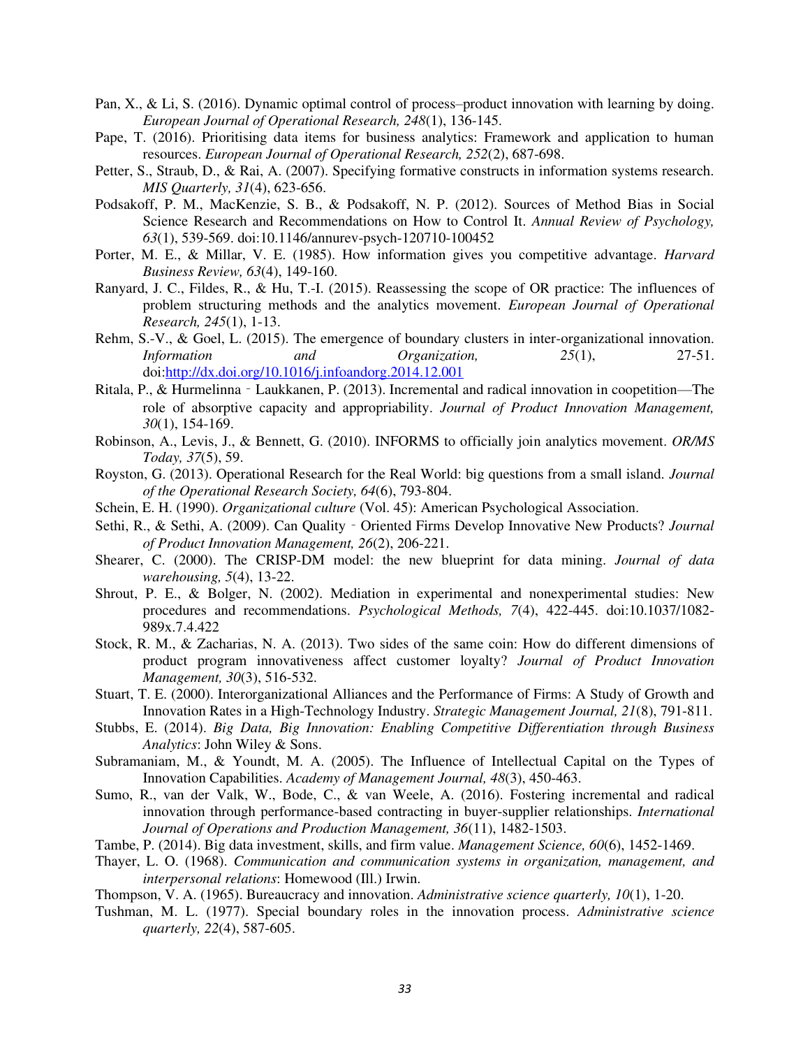Pan, X., & Li, S. (2016). Dynamic optimal control of process–product innovation with learning by doing. *European Journal of Operational Research, 248*(1), 136-145.

Pape, T. (2016). Prioritising data items for business analytics: Framework and application to human resources. *European Journal of Operational Research, 252*(2), 687-698.

Petter, S., Straub, D., & Rai, A. (2007). Specifying formative constructs in information systems research. *MIS Quarterly, 31*(4), 623-656.

Podsakoff, P. M., MacKenzie, S. B., & Podsakoff, N. P. (2012). Sources of Method Bias in Social Science Research and Recommendations on How to Control It. *Annual Review of Psychology, 63*(1), 539-569. doi:10.1146/annurev-psych-120710-100452

Porter, M. E., & Millar, V. E. (1985). How information gives you competitive advantage. *Harvard Business Review, 63*(4), 149-160.

Ranyard, J. C., Fildes, R., & Hu, T.-I. (2015). Reassessing the scope of OR practice: The influences of problem structuring methods and the analytics movement. *European Journal of Operational Research, 245*(1), 1-13.

Rehm, S.-V., & Goel, L. (2015). The emergence of boundary clusters in inter-organizational innovation. *Information and Organization, 25*(1), 27-51. doi:http://dx.doi.org/10.1016/j.infoandorg.2014.12.001

Ritala, P., & Hurmelinna‐Laukkanen, P. (2013). Incremental and radical innovation in coopetition—The role of absorptive capacity and appropriability. *Journal of Product Innovation Management, 30*(1), 154-169.

Robinson, A., Levis, J., & Bennett, G. (2010). INFORMS to officially join analytics movement. *OR/MS Today, 37*(5), 59.

Royston, G. (2013). Operational Research for the Real World: big questions from a small island. *Journal of the Operational Research Society, 64*(6), 793-804.

Schein, E. H. (1990). *Organizational culture* (Vol. 45): American Psychological Association.

Sethi, R., & Sethi, A. (2009). Can Quality‐Oriented Firms Develop Innovative New Products? *Journal of Product Innovation Management, 26*(2), 206-221.

Shearer, C. (2000). The CRISP-DM model: the new blueprint for data mining. *Journal of data warehousing, 5*(4), 13-22.

Shrout, P. E., & Bolger, N. (2002). Mediation in experimental and nonexperimental studies: New procedures and recommendations. *Psychological Methods, 7*(4), 422-445. doi:10.1037/1082-989x.7.4.422

Stock, R. M., & Zacharias, N. A. (2013). Two sides of the same coin: How do different dimensions of product program innovativeness affect customer loyalty? *Journal of Product Innovation Management, 30*(3), 516-532.

Stuart, T. E. (2000). Interorganizational Alliances and the Performance of Firms: A Study of Growth and Innovation Rates in a High-Technology Industry. *Strategic Management Journal, 21*(8), 791-811.

Stubbs, E. (2014). *Big Data, Big Innovation: Enabling Competitive Differentiation through Business Analytics*: John Wiley & Sons.

Subramaniam, M., & Youndt, M. A. (2005). The Influence of Intellectual Capital on the Types of Innovation Capabilities. *Academy of Management Journal, 48*(3), 450-463.

Sumo, R., van der Valk, W., Bode, C., & van Weele, A. (2016). Fostering incremental and radical innovation through performance-based contracting in buyer-supplier relationships. *International Journal of Operations and Production Management, 36*(11), 1482-1503.

Tambe, P. (2014). Big data investment, skills, and firm value. *Management Science, 60*(6), 1452-1469.

Thayer, L. O. (1968). *Communication and communication systems in organization, management, and interpersonal relations*: Homewood (Ill.) Irwin.

Thompson, V. A. (1965). Bureaucracy and innovation. *Administrative science quarterly, 10*(1), 1-20.

Tushman, M. L. (1977). Special boundary roles in the innovation process. *Administrative science quarterly, 22*(4), 587-605.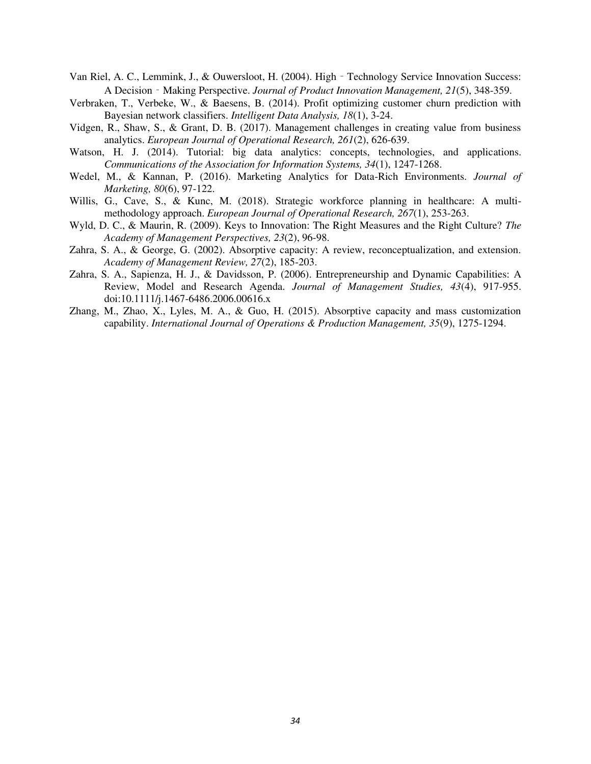Van Riel, A. C., Lemmink, J., & Ouwersloot, H. (2004). High‐Technology Service Innovation Success: A Decision‐Making Perspective. *Journal of Product Innovation Management, 21*(5), 348-359.

Verbraken, T., Verbeke, W., & Baesens, B. (2014). Profit optimizing customer churn prediction with Bayesian network classifiers. *Intelligent Data Analysis, 18*(1), 3-24.

Vidgen, R., Shaw, S., & Grant, D. B. (2017). Management challenges in creating value from business analytics. *European Journal of Operational Research, 261*(2), 626-639.

Watson, H. J. (2014). Tutorial: big data analytics: concepts, technologies, and applications. *Communications of the Association for Information Systems, 34*(1), 1247-1268.

Wedel, M., & Kannan, P. (2016). Marketing Analytics for Data-Rich Environments. *Journal of Marketing, 80*(6), 97-122.

Willis, G., Cave, S., & Kunc, M. (2018). Strategic workforce planning in healthcare: A multi-methodology approach. *European Journal of Operational Research, 267*(1), 253-263.

Wyld, D. C., & Maurin, R. (2009). Keys to Innovation: The Right Measures and the Right Culture? *The Academy of Management Perspectives, 23*(2), 96-98.

Zahra, S. A., & George, G. (2002). Absorptive capacity: A review, reconceptualization, and extension. *Academy of Management Review, 27*(2), 185-203.

Zahra, S. A., Sapienza, H. J., & Davidsson, P. (2006). Entrepreneurship and Dynamic Capabilities: A Review, Model and Research Agenda. *Journal of Management Studies, 43*(4), 917-955. doi:10.1111/j.1467-6486.2006.00616.x

Zhang, M., Zhao, X., Lyles, M. A., & Guo, H. (2015). Absorptive capacity and mass customization capability. *International Journal of Operations & Production Management, 35*(9), 1275-1294.